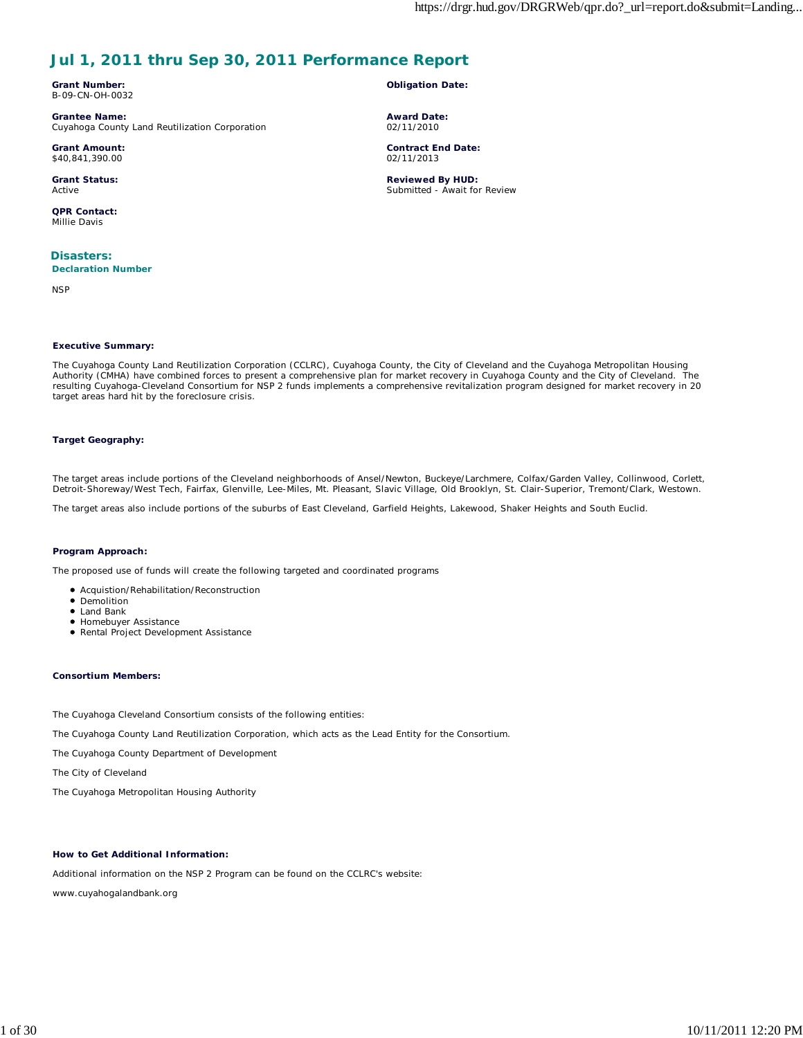# Jul 1, 2011 thru Sep 30, 2011 Performance Report

**Grant Number:**
B-09-CN-OH-0032

**Obligation Date:**

**Grantee Name:**
Cuyahoga County Land Reutilization Corporation

**Award Date:**
02/11/2010

**Grant Amount:**
$40,841,390.00

**Contract End Date:**
02/11/2013

**Grant Status:**
Active

**Reviewed By HUD:**
Submitted - Await for Review

**QPR Contact:**
Millie Davis

## Disasters:

### Declaration Number

NSP

**Executive Summary:**

The Cuyahoga County Land Reutilization Corporation (CCLRC), Cuyahoga County, the City of Cleveland and the Cuyahoga Metropolitan Housing Authority (CMHA) have combined forces to present a comprehensive plan for market recovery in Cuyahoga County and the City of Cleveland. The resulting Cuyahoga-Cleveland Consortium for NSP 2 funds implements a comprehensive revitalization program designed for market recovery in 20 target areas hard hit by the foreclosure crisis.

**Target Geography:**

The target areas include portions of the Cleveland neighborhoods of Ansel/Newton, Buckeye/Larchmere, Colfax/Garden Valley, Collinwood, Corlett, Detroit-Shoreway/West Tech, Fairfax, Glenville, Lee-Miles, Mt. Pleasant, Slavic Village, Old Brooklyn, St. Clair-Superior, Tremont/Clark, Westown.

The target areas also include portions of the suburbs of East Cleveland, Garfield Heights, Lakewood, Shaker Heights and South Euclid.

**Program Approach:**

The proposed use of funds will create the following targeted and coordinated programs

- Acquistion/Rehabilitation/Reconstruction
- Demolition
- Land Bank
- Homebuyer Assistance
- Rental Project Development Assistance

**Consortium Members:**

The Cuyahoga Cleveland Consortium consists of the following entities:

The Cuyahoga County Land Reutilization Corporation, which acts as the Lead Entity for the Consortium.

The Cuyahoga County Department of Development

The City of Cleveland

The Cuyahoga Metropolitan Housing Authority

**How to Get Additional Information:**

Additional information on the NSP 2 Program can be found on the CCLRC's website:

www.cuyahogalandbank.org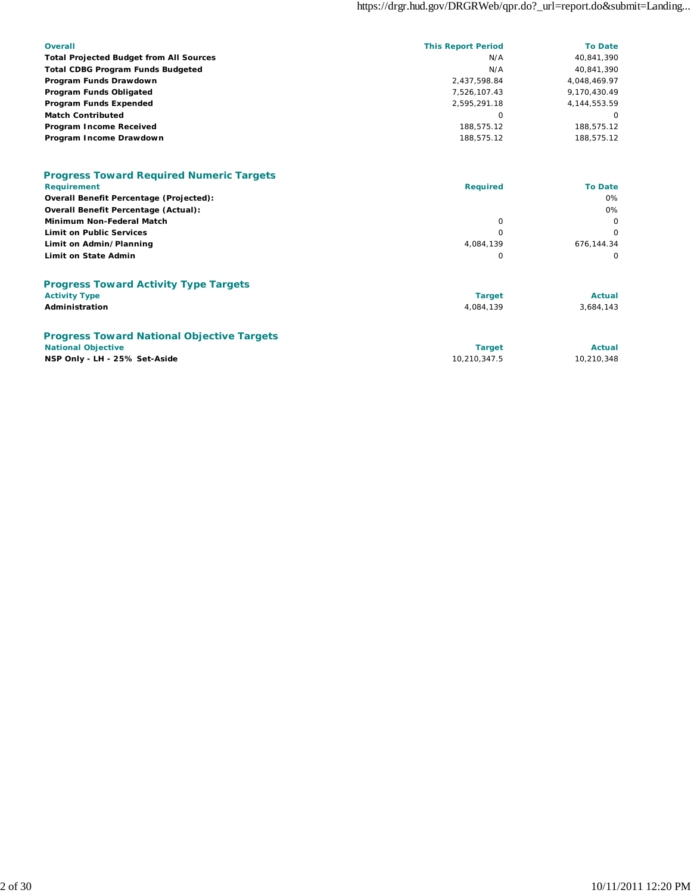| Overall | This Report Period | To Date |
| --- | --- | --- |
| **Total Projected Budget from All Sources** | N/A | 40,841,390 |
| **Total CDBG Program Funds Budgeted** | N/A | 40,841,390 |
| **Program Funds Drawdown** | 2,437,598.84 | 4,048,469.97 |
| **Program Funds Obligated** | 7,526,107.43 | 9,170,430.49 |
| **Program Funds Expended** | 2,595,291.18 | 4,144,553.59 |
| **Match Contributed** | 0 | 0 |
| **Program Income Received** | 188,575.12 | 188,575.12 |
| **Program Income Drawdown** | 188,575.12 | 188,575.12 |

## Progress Toward Required Numeric Targets

| Requirement | Required | To Date |
| --- | --- | --- |
| **Overall Benefit Percentage (Projected):** | | 0% |
| **Overall Benefit Percentage (Actual):** | | 0% |
| **Minimum Non-Federal Match** | 0 | 0 |
| **Limit on Public Services** | 0 | 0 |
| **Limit on Admin/Planning** | 4,084,139 | 676,144.34 |
| **Limit on State Admin** | 0 | 0 |

## Progress Toward Activity Type Targets

| Activity Type | Target | Actual |
| --- | --- | --- |
| **Administration** | 4,084,139 | 3,684,143 |

## Progress Toward National Objective Targets

| National Objective | Target | Actual |
| --- | --- | --- |
| **NSP Only - LH - 25% Set-Aside** | 10,210,347.5 | 10,210,348 |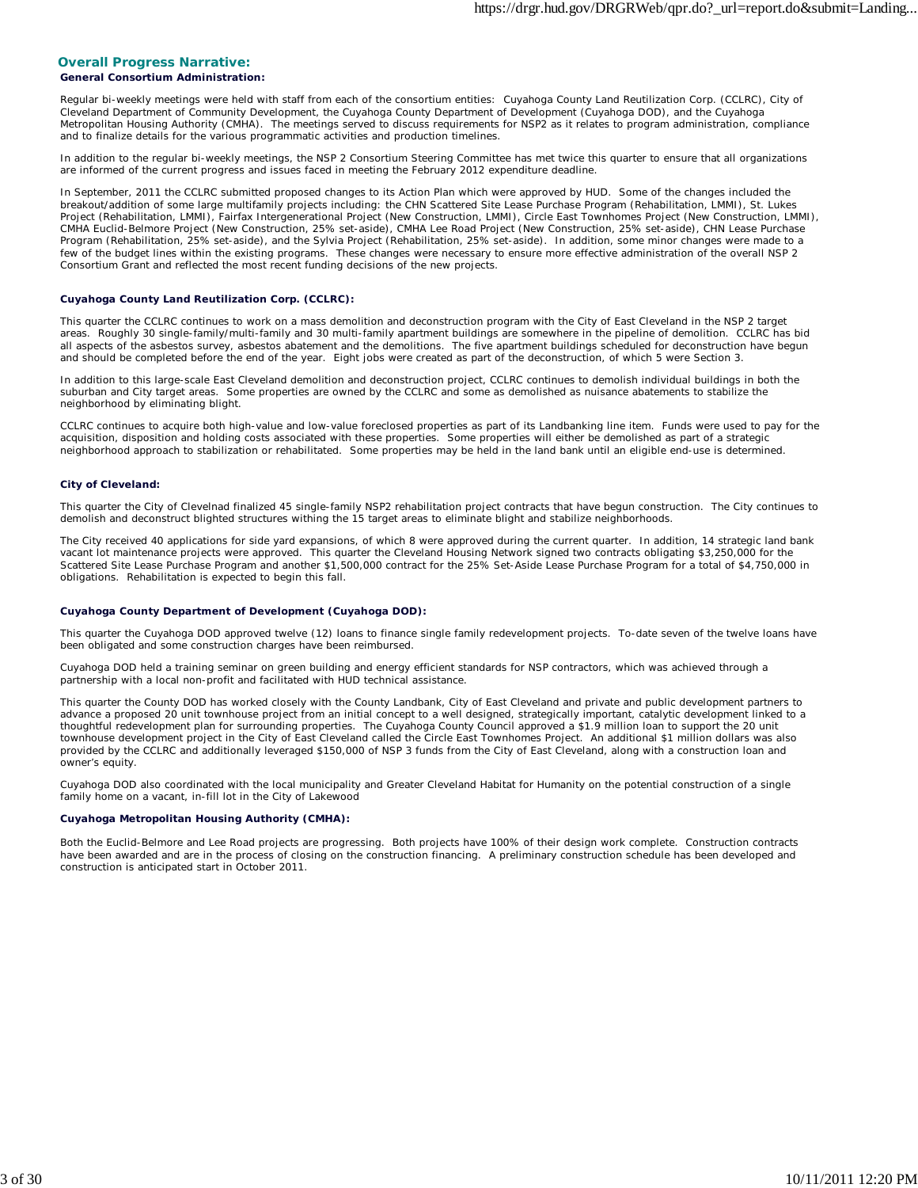## Overall Progress Narrative:

**General Consortium Administration:**

Regular bi-weekly meetings were held with staff from each of the consortium entities: Cuyahoga County Land Reutilization Corp. (CCLRC), City of Cleveland Department of Community Development, the Cuyahoga County Department of Development (Cuyahoga DOD), and the Cuyahoga Metropolitan Housing Authority (CMHA). The meetings served to discuss requirements for NSP2 as it relates to program administration, compliance and to finalize details for the various programmatic activities and production timelines.

In addition to the regular bi-weekly meetings, the NSP 2 Consortium Steering Committee has met twice this quarter to ensure that all organizations are informed of the current progress and issues faced in meeting the February 2012 expenditure deadline.

In September, 2011 the CCLRC submitted proposed changes to its Action Plan which were approved by HUD. Some of the changes included the breakout/addition of some large multifamily projects including: the CHN Scattered Site Lease Purchase Program (Rehabilitation, LMMI), St. Lukes Project (Rehabilitation, LMMI), Fairfax Intergenerational Project (New Construction, LMMI), Circle East Townhomes Project (New Construction, LMMI), CMHA Euclid-Belmore Project (New Construction, 25% set-aside), CMHA Lee Road Project (New Construction, 25% set-aside), CHN Lease Purchase Program (Rehabilitation, 25% set-aside), and the Sylvia Project (Rehabilitation, 25% set-aside). In addition, some minor changes were made to a few of the budget lines within the existing programs. These changes were necessary to ensure more effective administration of the overall NSP 2 Consortium Grant and reflected the most recent funding decisions of the new projects.

**Cuyahoga County Land Reutilization Corp. (CCLRC):**

This quarter the CCLRC continues to work on a mass demolition and deconstruction program with the City of East Cleveland in the NSP 2 target areas. Roughly 30 single-family/multi-family and 30 multi-family apartment buildings are somewhere in the pipeline of demolition. CCLRC has bid all aspects of the asbestos survey, asbestos abatement and the demolitions. The five apartment buildings scheduled for deconstruction have begun and should be completed before the end of the year. Eight jobs were created as part of the deconstruction, of which 5 were Section 3.

In addition to this large-scale East Cleveland demolition and deconstruction project, CCLRC continues to demolish individual buildings in both the suburban and City target areas. Some properties are owned by the CCLRC and some as demolished as nuisance abatements to stabilize the neighborhood by eliminating blight.

CCLRC continues to acquire both high-value and low-value foreclosed properties as part of its Landbanking line item. Funds were used to pay for the acquisition, disposition and holding costs associated with these properties. Some properties will either be demolished as part of a strategic neighborhood approach to stabilization or rehabilitated. Some properties may be held in the land bank until an eligible end-use is determined.

**City of Cleveland:**

This quarter the City of Clevelnad finalized 45 single-family NSP2 rehabilitation project contracts that have begun construction. The City continues to demolish and deconstruct blighted structures withing the 15 target areas to eliminate blight and stabilize neighborhoods.

The City received 40 applications for side yard expansions, of which 8 were approved during the current quarter. In addition, 14 strategic land bank vacant lot maintenance projects were approved. This quarter the Cleveland Housing Network signed two contracts obligating $3,250,000 for the Scattered Site Lease Purchase Program and another $1,500,000 contract for the 25% Set-Aside Lease Purchase Program for a total of $4,750,000 in obligations. Rehabilitation is expected to begin this fall.

**Cuyahoga County Department of Development (Cuyahoga DOD):**

This quarter the Cuyahoga DOD approved twelve (12) loans to finance single family redevelopment projects. To-date seven of the twelve loans have been obligated and some construction charges have been reimbursed.

Cuyahoga DOD held a training seminar on green building and energy efficient standards for NSP contractors, which was achieved through a partnership with a local non-profit and facilitated with HUD technical assistance.

This quarter the County DOD has worked closely with the County Landbank, City of East Cleveland and private and public development partners to advance a proposed 20 unit townhouse project from an initial concept to a well designed, strategically important, catalytic development linked to a thoughtful redevelopment plan for surrounding properties. The Cuyahoga County Council approved a $1.9 million loan to support the 20 unit townhouse development project in the City of East Cleveland called the Circle East Townhomes Project. An additional $1 million dollars was also provided by the CCLRC and additionally leveraged $150,000 of NSP 3 funds from the City of East Cleveland, along with a construction loan and owner's equity.

Cuyahoga DOD also coordinated with the local municipality and Greater Cleveland Habitat for Humanity on the potential construction of a single family home on a vacant, in-fill lot in the City of Lakewood

**Cuyahoga Metropolitan Housing Authority (CMHA):**

Both the Euclid-Belmore and Lee Road projects are progressing. Both projects have 100% of their design work complete. Construction contracts have been awarded and are in the process of closing on the construction financing. A preliminary construction schedule has been developed and construction is anticipated start in October 2011.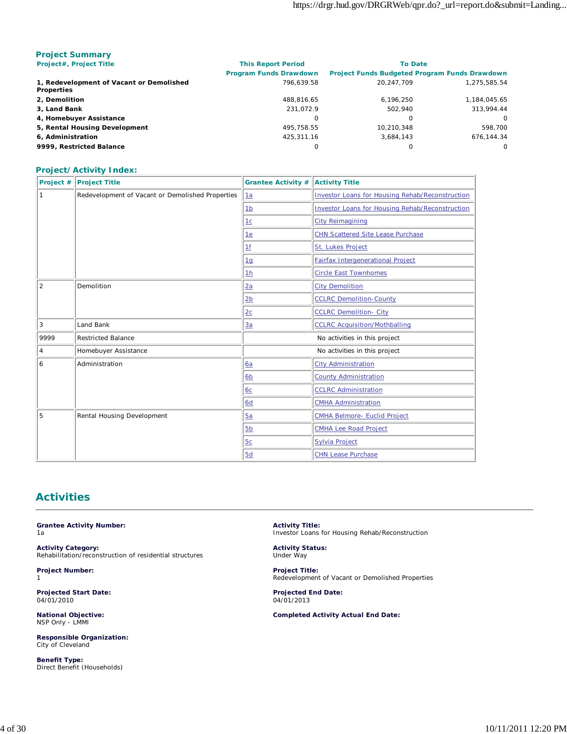## Project Summary

| Project#, Project Title | This Report Period Program Funds Drawdown | To Date Project Funds Budgeted | Program Funds Drawdown |
|---|---|---|---|
| **1, Redevelopment of Vacant or Demolished Properties** | 796,639.58 | 20,247,709 | 1,275,585.54 |
| **2, Demolition** | 488,816.65 | 6,196,250 | 1,184,045.65 |
| **3, Land Bank** | 231,072.9 | 502,940 | 313,994.44 |
| **4, Homebuyer Assistance** | 0 | 0 | 0 |
| **5, Rental Housing Development** | 495,758.55 | 10,210,348 | 598,700 |
| **6, Administration** | 425,311.16 | 3,684,143 | 676,144.34 |
| **9999, Restricted Balance** | 0 | 0 | 0 |

## Project/Activity Index:

| Project # | Project Title | Grantee Activity # | Activity Title |
|---|---|---|---|
| 1 | Redevelopment of Vacant or Demolished Properties | 1a | Investor Loans for Housing Rehab/Reconstruction |
| | | 1b | Investor Loans for Housing Rehab/Reconstruction |
| | | 1c | City Reimagining |
| | | 1e | CHN Scattered Site Lease Purchase |
| | | 1f | St. Lukes Project |
| | | 1g | Fairfax Intergenerational Project |
| | | 1h | Circle East Townhomes |
| 2 | Demolition | 2a | City Demolition |
| | | 2b | CCLRC Demolition-County |
| | | 2c | CCLRC Demolition- City |
| 3 | Land Bank | 3a | CCLRC Acquisition/Mothballing |
| 9999 | Restricted Balance | No activities in this project | |
| 4 | Homebuyer Assistance | No activities in this project | |
| 6 | Administration | 6a | City Administration |
| | | 6b | County Administration |
| | | 6c | CCLRC Administration |
| | | 6d | CMHA Administration |
| 5 | Rental Housing Development | 5a | CMHA Belmore- Euclid Project |
| | | 5b | CMHA Lee Road Project |
| | | 5c | Sylvia Project |
| | | 5d | CHN Lease Purchase |

# Activities

**Grantee Activity Number:**
1a

**Activity Title:**
Investor Loans for Housing Rehab/Reconstruction

**Activity Category:**
Rehabilitation/reconstruction of residential structures

**Activity Status:**
Under Way

**Project Number:**
1

**Project Title:**
Redevelopment of Vacant or Demolished Properties

**Projected Start Date:**
04/01/2010

**Projected End Date:**
04/01/2013

**National Objective:**
NSP Only - LMMI

**Completed Activity Actual End Date:**

**Responsible Organization:**
City of Cleveland

**Benefit Type:**
Direct Benefit (Households)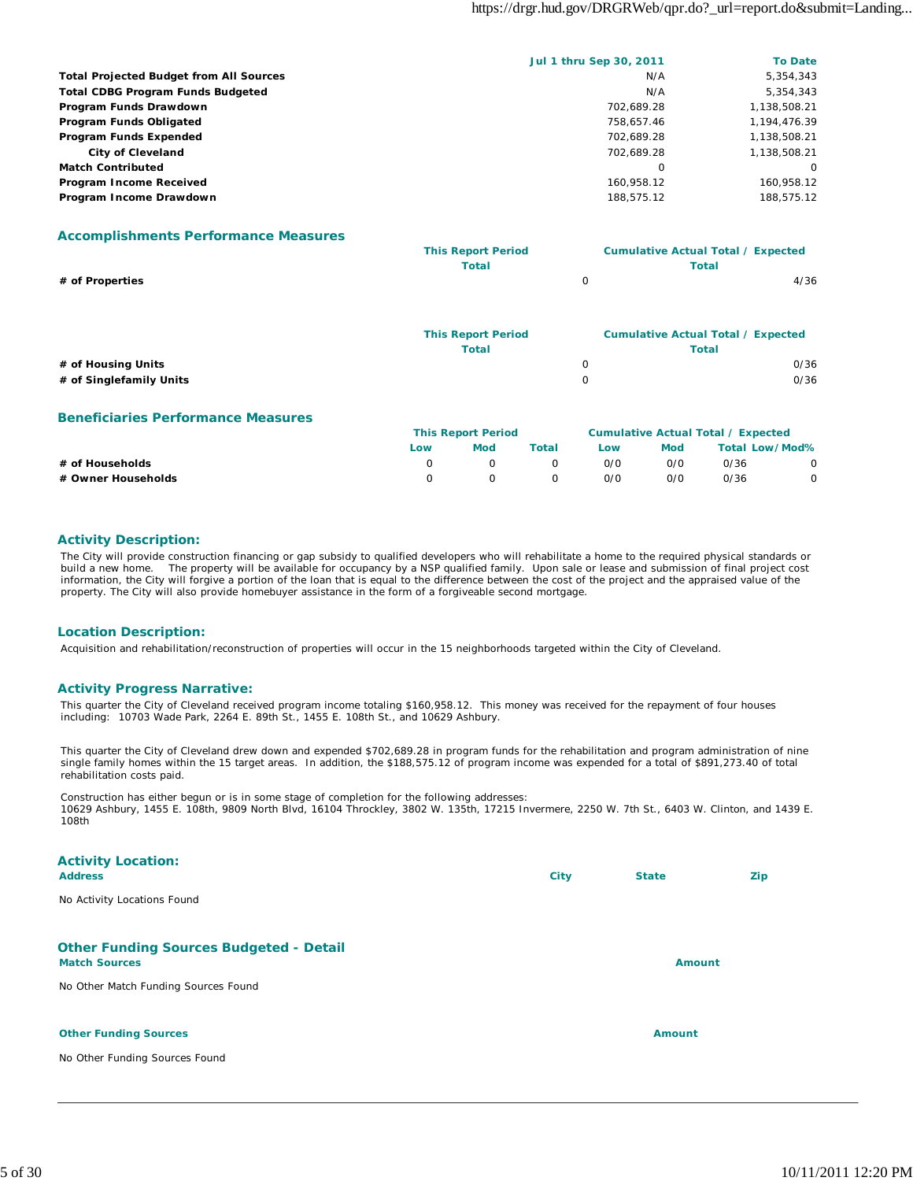| | Jul 1 thru Sep 30, 2011 | To Date |
|---|---|---|
| **Total Projected Budget from All Sources** | N/A | 5,354,343 |
| **Total CDBG Program Funds Budgeted** | N/A | 5,354,343 |
| **Program Funds Drawdown** | 702,689.28 | 1,138,508.21 |
| **Program Funds Obligated** | 758,657.46 | 1,194,476.39 |
| **Program Funds Expended** | 702,689.28 | 1,138,508.21 |
| **City of Cleveland** | 702,689.28 | 1,138,508.21 |
| **Match Contributed** | 0 | 0 |
| **Program Income Received** | 160,958.12 | 160,958.12 |
| **Program Income Drawdown** | 188,575.12 | 188,575.12 |

## Accomplishments Performance Measures

| | This Report Period Total | Cumulative Actual Total / Expected Total |
|---|---|---|
| **# of Properties** | 0 | 4/36 |

| | This Report Period Total | Cumulative Actual Total / Expected Total |
|---|---|---|
| **# of Housing Units** | 0 | 0/36 |
| **# of Singlefamily Units** | 0 | 0/36 |

## Beneficiaries Performance Measures

| | This Report Period | | | Cumulative Actual Total / Expected | | | |
|---|---|---|---|---|---|---|---|
| | Low | Mod | Total | Low | Mod | Total | Low/Mod% |
| **# of Households** | 0 | 0 | 0 | 0/0 | 0/0 | 0/36 | 0 |
| **# Owner Households** | 0 | 0 | 0 | 0/0 | 0/0 | 0/36 | 0 |

## Activity Description:

The City will provide construction financing or gap subsidy to qualified developers who will rehabilitate a home to the required physical standards or build a new home. The property will be available for occupancy by a NSP qualified family. Upon sale or lease and submission of final project cost information, the City will forgive a portion of the loan that is equal to the difference between the cost of the project and the appraised value of the property. The City will also provide homebuyer assistance in the form of a forgiveable second mortgage.

## Location Description:

Acquisition and rehabilitation/reconstruction of properties will occur in the 15 neighborhoods targeted within the City of Cleveland.

## Activity Progress Narrative:

This quarter the City of Cleveland received program income totaling $160,958.12. This money was received for the repayment of four houses including: 10703 Wade Park, 2264 E. 89th St., 1455 E. 108th St., and 10629 Ashbury.

This quarter the City of Cleveland drew down and expended $702,689.28 in program funds for the rehabilitation and program administration of nine single family homes within the 15 target areas. In addition, the $188,575.12 of program income was expended for a total of $891,273.40 of total rehabilitation costs paid.

Construction has either begun or is in some stage of completion for the following addresses:
10629 Ashbury, 1455 E. 108th, 9809 North Blvd, 16104 Throckley, 3802 W. 135th, 17215 Invermere, 2250 W. 7th St., 6403 W. Clinton, and 1439 E. 108th

## Activity Location:

| Address | City | State | Zip |
|---|---|---|---|
| No Activity Locations Found | | | |

## Other Funding Sources Budgeted - Detail

| Match Sources | Amount |
|---|---|
| No Other Match Funding Sources Found | |

| Other Funding Sources | Amount |
|---|---|
| No Other Funding Sources Found | |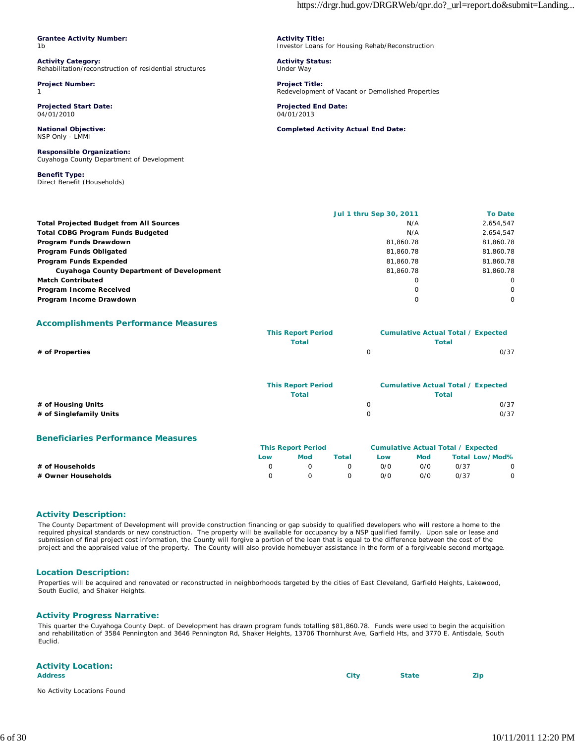**Grantee Activity Number:**
1b

**Activity Title:**
Investor Loans for Housing Rehab/Reconstruction

**Activity Category:**
Rehabilitation/reconstruction of residential structures

**Activity Status:**
Under Way

**Project Number:**
1

**Project Title:**
Redevelopment of Vacant or Demolished Properties

**Projected Start Date:**
04/01/2010

**Projected End Date:**
04/01/2013

**National Objective:**
NSP Only - LMMI

**Completed Activity Actual End Date:**

**Responsible Organization:**
Cuyahoga County Department of Development

**Benefit Type:**
Direct Benefit (Households)

| | Jul 1 thru Sep 30, 2011 | To Date |
|---|---|---|
| **Total Projected Budget from All Sources** | N/A | 2,654,547 |
| **Total CDBG Program Funds Budgeted** | N/A | 2,654,547 |
| **Program Funds Drawdown** | 81,860.78 | 81,860.78 |
| **Program Funds Obligated** | 81,860.78 | 81,860.78 |
| **Program Funds Expended** | 81,860.78 | 81,860.78 |
| **Cuyahoga County Department of Development** | 81,860.78 | 81,860.78 |
| **Match Contributed** | 0 | 0 |
| **Program Income Received** | 0 | 0 |
| **Program Income Drawdown** | 0 | 0 |

## Accomplishments Performance Measures

| | This Report Period Total | Cumulative Actual Total / Expected Total |
|---|---|---|
| **# of Properties** | 0 | 0/37 |

| | This Report Period Total | Cumulative Actual Total / Expected Total |
|---|---|---|
| **# of Housing Units** | 0 | 0/37 |
| **# of Singlefamily Units** | 0 | 0/37 |

## Beneficiaries Performance Measures

| | This Report Period | | | Cumulative Actual Total / Expected | | | |
|---|---|---|---|---|---|---|---|
| | Low | Mod | Total | Low | Mod | Total | Low/Mod% |
| **# of Households** | 0 | 0 | 0 | 0/0 | 0/0 | 0/37 | 0 |
| **# Owner Households** | 0 | 0 | 0 | 0/0 | 0/0 | 0/37 | 0 |

## Activity Description:

The County Department of Development will provide construction financing or gap subsidy to qualified developers who will restore a home to the required physical standards or new construction. The property will be available for occupancy by a NSP qualified family. Upon sale or lease and submission of final project cost information, the County will forgive a portion of the loan that is equal to the difference between the cost of the project and the appraised value of the property. The County will also provide homebuyer assistance in the form of a forgiveable second mortgage.

## Location Description:

Properties will be acquired and renovated or reconstructed in neighborhoods targeted by the cities of East Cleveland, Garfield Heights, Lakewood, South Euclid, and Shaker Heights.

## Activity Progress Narrative:

This quarter the Cuyahoga County Dept. of Development has drawn program funds totalling $81,860.78. Funds were used to begin the acquisition and rehabilitation of 3584 Pennington and 3646 Pennington Rd, Shaker Heights, 13706 Thornhurst Ave, Garfield Hts, and 3770 E. Antisdale, South Euclid.

## Activity Location:

| Address | City | State | Zip |
|---|---|---|---|
| No Activity Locations Found | | | |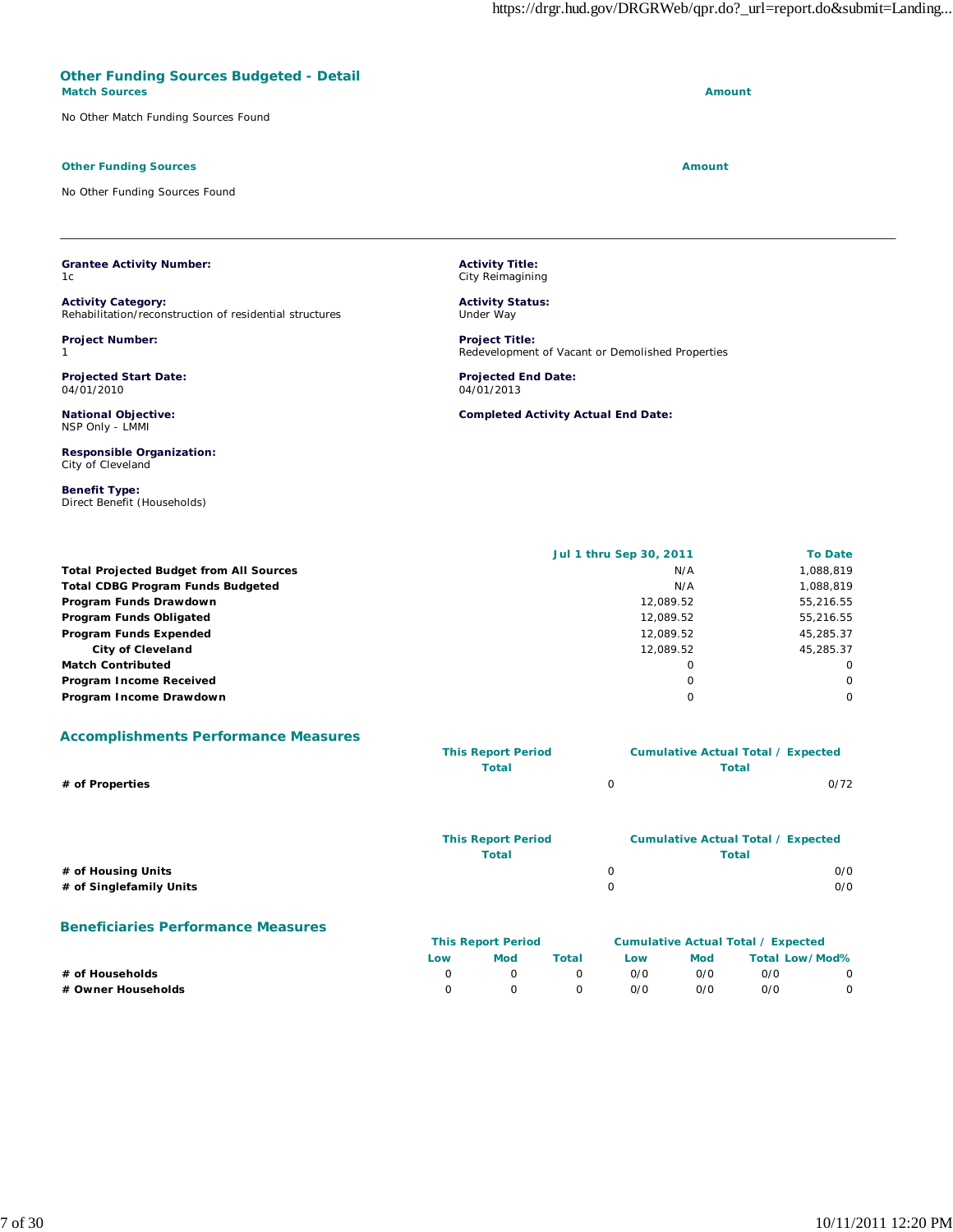## Other Funding Sources Budgeted - Detail

| Match Sources | Amount |
| --- | --- |
| No Other Match Funding Sources Found | |

| Other Funding Sources | Amount |
| --- | --- |
| No Other Funding Sources Found | |

---

**Grantee Activity Number:**
1c

**Activity Title:**
City Reimagining

**Activity Category:**
Rehabilitation/reconstruction of residential structures

**Activity Status:**
Under Way

**Project Number:**
1

**Project Title:**
Redevelopment of Vacant or Demolished Properties

**Projected Start Date:**
04/01/2010

**Projected End Date:**
04/01/2013

**National Objective:**
NSP Only - LMMI

**Completed Activity Actual End Date:**

**Responsible Organization:**
City of Cleveland

**Benefit Type:**
Direct Benefit (Households)

| | Jul 1 thru Sep 30, 2011 | To Date |
| --- | --- | --- |
| **Total Projected Budget from All Sources** | N/A | 1,088,819 |
| **Total CDBG Program Funds Budgeted** | N/A | 1,088,819 |
| **Program Funds Drawdown** | 12,089.52 | 55,216.55 |
| **Program Funds Obligated** | 12,089.52 | 55,216.55 |
| **Program Funds Expended** | 12,089.52 | 45,285.37 |
| **City of Cleveland** | 12,089.52 | 45,285.37 |
| **Match Contributed** | 0 | 0 |
| **Program Income Received** | 0 | 0 |
| **Program Income Drawdown** | 0 | 0 |

## Accomplishments Performance Measures

| | This Report Period Total | Cumulative Actual Total / Expected Total |
| --- | --- | --- |
| **# of Properties** | 0 | 0/72 |

| | This Report Period Total | Cumulative Actual Total / Expected Total |
| --- | --- | --- |
| **# of Housing Units** | 0 | 0/0 |
| **# of Singlefamily Units** | 0 | 0/0 |

## Beneficiaries Performance Measures

| | This Report Period | | | Cumulative Actual Total / Expected | | | |
| --- | --- | --- | --- | --- | --- | --- | --- |
| | Low | Mod | Total | Low | Mod | Total | Low/Mod% |
| **# of Households** | 0 | 0 | 0 | 0/0 | 0/0 | 0/0 | 0 |
| **# Owner Households** | 0 | 0 | 0 | 0/0 | 0/0 | 0/0 | 0 |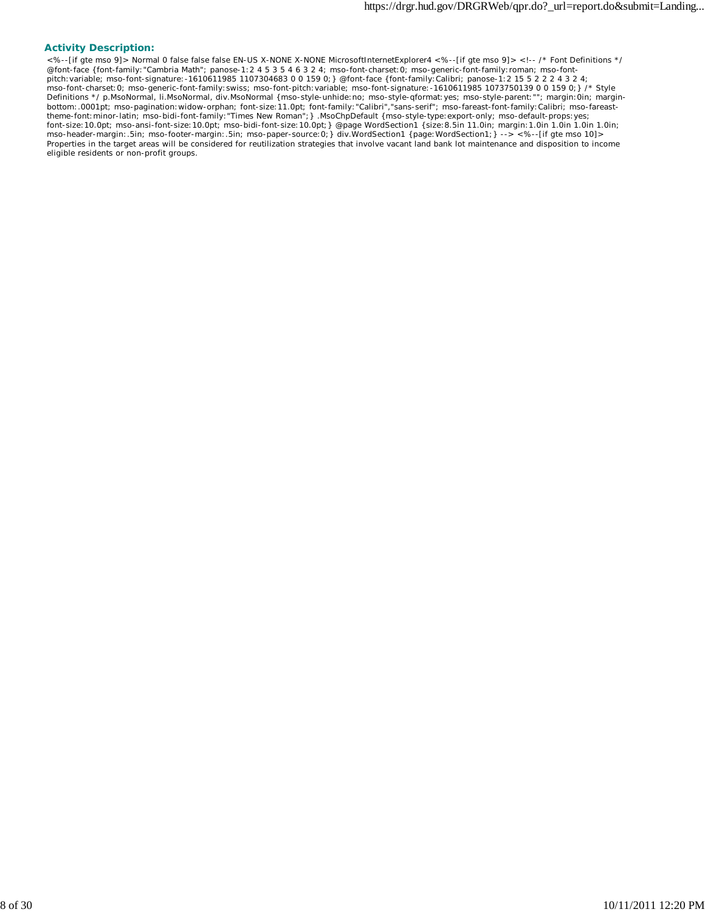### Activity Description:

<%--[if gte mso 9]> Normal 0 false false false EN-US X-NONE X-NONE MicrosoftInternetExplorer4 <%--[if gte mso 9]> <!-- /* Font Definitions */ @font-face {font-family:"Cambria Math"; panose-1:2 4 5 3 5 4 6 3 2 4; mso-font-charset:0; mso-generic-font-family:roman; mso-font-pitch:variable; mso-font-signature:-1610611985 1107304683 0 0 159 0;} @font-face {font-family:Calibri; panose-1:2 15 5 2 2 2 4 3 2 4; mso-font-charset:0; mso-generic-font-family:swiss; mso-font-pitch:variable; mso-font-signature:-1610611985 1073750139 0 0 159 0;} /* Style Definitions */ p.MsoNormal, li.MsoNormal, div.MsoNormal {mso-style-unhide:no; mso-style-qformat:yes; mso-style-parent:""; margin:0in; margin-bottom:.0001pt; mso-pagination:widow-orphan; font-size:11.0pt; font-family:"Calibri","sans-serif"; mso-fareast-font-family:Calibri; mso-fareast-theme-font:minor-latin; mso-bidi-font-family:"Times New Roman";} .MsoChpDefault {mso-style-type:export-only; mso-default-props:yes; font-size:10.0pt; mso-ansi-font-size:10.0pt; mso-bidi-font-size:10.0pt;} @page WordSection1 {size:8.5in 11.0in; margin:1.0in 1.0in 1.0in 1.0in; mso-header-margin:.5in; mso-footer-margin:.5in; mso-paper-source:0;} div.WordSection1 {page:WordSection1;} --> <%--[if gte mso 10]> Properties in the target areas will be considered for reutilization strategies that involve vacant land bank lot maintenance and disposition to income eligible residents or non-profit groups.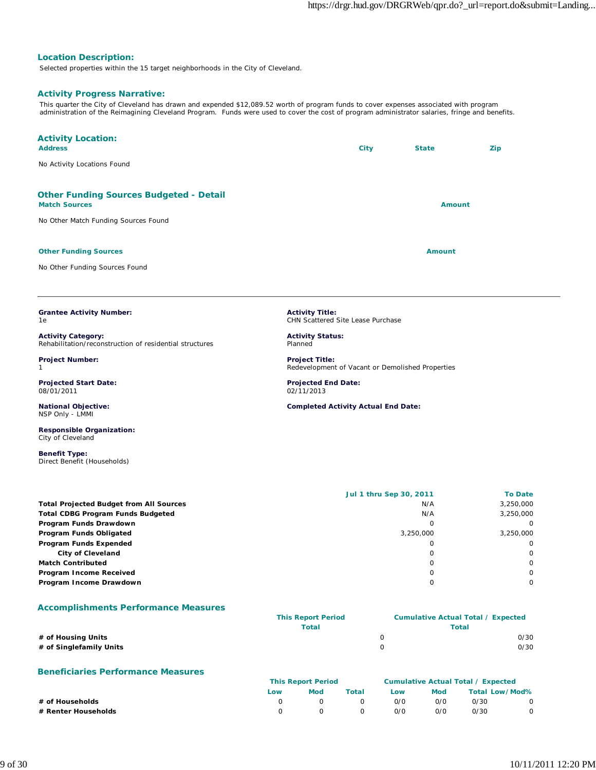## Location Description:

Selected properties within the 15 target neighborhoods in the City of Cleveland.

## Activity Progress Narrative:

This quarter the City of Cleveland has drawn and expended $12,089.52 worth of program funds to cover expenses associated with program administration of the Reimagining Cleveland Program. Funds were used to cover the cost of program administrator salaries, fringe and benefits.

## Activity Location:

| Address | City | State | Zip |
|---|---|---|---|
| No Activity Locations Found | | | |

## Other Funding Sources Budgeted - Detail

| Match Sources | Amount |
|---|---|
| No Other Match Funding Sources Found | |

| Other Funding Sources | Amount |
|---|---|
| No Other Funding Sources Found | |

---

**Grantee Activity Number:**
1e

**Activity Title:**
CHN Scattered Site Lease Purchase

**Activity Category:**
Rehabilitation/reconstruction of residential structures

**Activity Status:**
Planned

**Project Number:**
1

**Project Title:**
Redevelopment of Vacant or Demolished Properties

**Projected Start Date:**
08/01/2011

**Projected End Date:**
02/11/2013

**National Objective:**
NSP Only - LMMI

**Completed Activity Actual End Date:**

**Responsible Organization:**
City of Cleveland

**Benefit Type:**
Direct Benefit (Households)

| | Jul 1 thru Sep 30, 2011 | To Date |
|---|---|---|
| **Total Projected Budget from All Sources** | N/A | 3,250,000 |
| **Total CDBG Program Funds Budgeted** | N/A | 3,250,000 |
| **Program Funds Drawdown** | 0 | 0 |
| **Program Funds Obligated** | 3,250,000 | 3,250,000 |
| **Program Funds Expended** | 0 | 0 |
| **City of Cleveland** | 0 | 0 |
| **Match Contributed** | 0 | 0 |
| **Program Income Received** | 0 | 0 |
| **Program Income Drawdown** | 0 | 0 |

## Accomplishments Performance Measures

| | This Report Period Total | Cumulative Actual Total / Expected Total |
|---|---|---|
| **# of Housing Units** | 0 | 0/30 |
| **# of Singlefamily Units** | 0 | 0/30 |

## Beneficiaries Performance Measures

| | This Report Period | | | Cumulative Actual Total / Expected | | | |
|---|---|---|---|---|---|---|---|
| | Low | Mod | Total | Low | Mod | Total | Low/Mod% |
| **# of Households** | 0 | 0 | 0 | 0/0 | 0/0 | 0/30 | 0 |
| **# Renter Households** | 0 | 0 | 0 | 0/0 | 0/0 | 0/30 | 0 |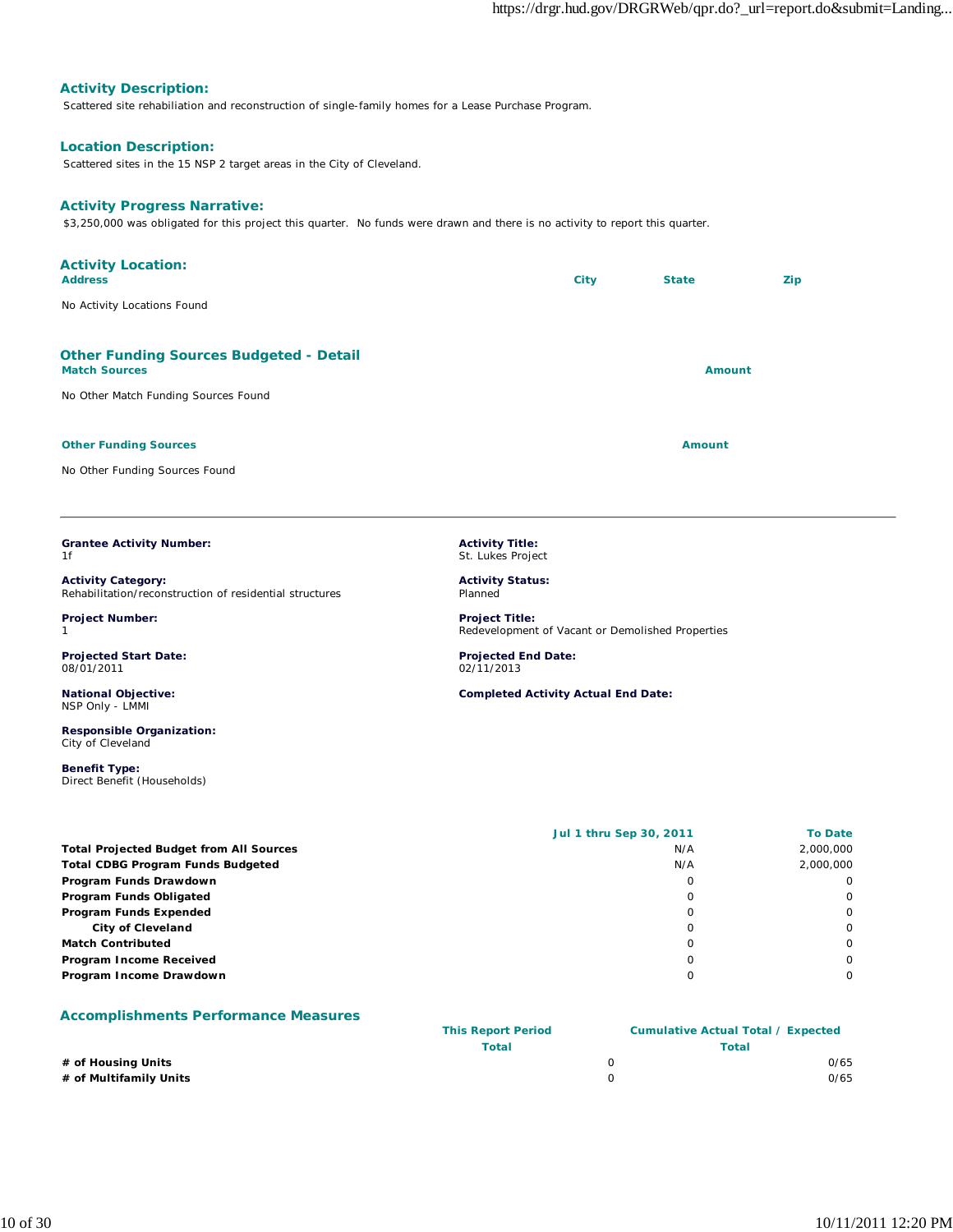## Activity Description:

Scattered site rehabiliation and reconstruction of single-family homes for a Lease Purchase Program.

## Location Description:

Scattered sites in the 15 NSP 2 target areas in the City of Cleveland.

## Activity Progress Narrative:

$3,250,000 was obligated for this project this quarter. No funds were drawn and there is no activity to report this quarter.

## Activity Location:

| Address | City | State | Zip |
|---|---|---|---|
| No Activity Locations Found | | | |

## Other Funding Sources Budgeted - Detail

| Match Sources | Amount |
|---|---|
| No Other Match Funding Sources Found | |

| Other Funding Sources | Amount |
|---|---|
| No Other Funding Sources Found | |

---

**Grantee Activity Number:**
1f

**Activity Title:**
St. Lukes Project

**Activity Category:**
Rehabilitation/reconstruction of residential structures

**Activity Status:**
Planned

**Project Number:**
1

**Project Title:**
Redevelopment of Vacant or Demolished Properties

**Projected Start Date:**
08/01/2011

**Projected End Date:**
02/11/2013

**National Objective:**
NSP Only - LMMI

**Completed Activity Actual End Date:**

**Responsible Organization:**
City of Cleveland

**Benefit Type:**
Direct Benefit (Households)

| | Jul 1 thru Sep 30, 2011 | To Date |
|---|---|---|
| **Total Projected Budget from All Sources** | N/A | 2,000,000 |
| **Total CDBG Program Funds Budgeted** | N/A | 2,000,000 |
| **Program Funds Drawdown** | 0 | 0 |
| **Program Funds Obligated** | 0 | 0 |
| **Program Funds Expended** | 0 | 0 |
| **City of Cleveland** | 0 | 0 |
| **Match Contributed** | 0 | 0 |
| **Program Income Received** | 0 | 0 |
| **Program Income Drawdown** | 0 | 0 |

## Accomplishments Performance Measures

| | This Report Period Total | Cumulative Actual Total / Expected Total |
|---|---|---|
| **# of Housing Units** | 0 | 0/65 |
| **# of Multifamily Units** | 0 | 0/65 |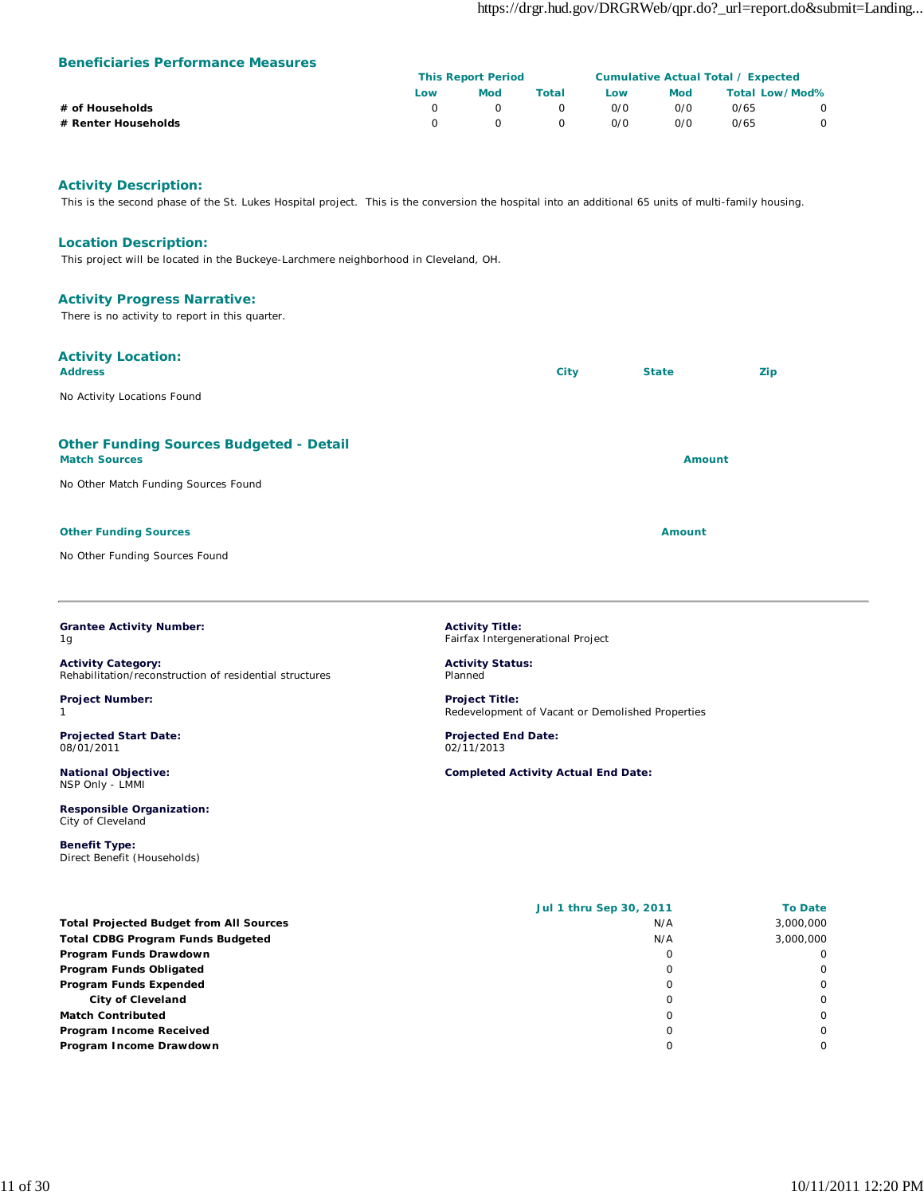### Beneficiaries Performance Measures

| | This Report Period | | | Cumulative Actual Total / Expected | | | |
|---|---|---|---|---|---|---|---|
| | Low | Mod | Total | Low | Mod | Total | Low/Mod% |
| **# of Households** | 0 | 0 | 0 | 0/0 | 0/0 | 0/65 | 0 |
| **# Renter Households** | 0 | 0 | 0 | 0/0 | 0/0 | 0/65 | 0 |

### Activity Description:

This is the second phase of the St. Lukes Hospital project. This is the conversion the hospital into an additional 65 units of multi-family housing.

### Location Description:

This project will be located in the Buckeye-Larchmere neighborhood in Cleveland, OH.

### Activity Progress Narrative:

There is no activity to report in this quarter.

### Activity Location:

| Address | City | State | Zip |
|---|---|---|---|

No Activity Locations Found

### Other Funding Sources Budgeted - Detail

| Match Sources | Amount |
|---|---|

No Other Match Funding Sources Found

| Other Funding Sources | Amount |
|---|---|

No Other Funding Sources Found

---

**Grantee Activity Number:**
1g

**Activity Title:**
Fairfax Intergenerational Project

**Activity Category:**
Rehabilitation/reconstruction of residential structures

**Activity Status:**
Planned

**Project Number:**
1

**Project Title:**
Redevelopment of Vacant or Demolished Properties

**Projected Start Date:**
08/01/2011

**Projected End Date:**
02/11/2013

**National Objective:**
NSP Only - LMMI

**Completed Activity Actual End Date:**

**Responsible Organization:**
City of Cleveland

**Benefit Type:**
Direct Benefit (Households)

| | Jul 1 thru Sep 30, 2011 | To Date |
|---|---|---|
| **Total Projected Budget from All Sources** | N/A | 3,000,000 |
| **Total CDBG Program Funds Budgeted** | N/A | 3,000,000 |
| **Program Funds Drawdown** | 0 | 0 |
| **Program Funds Obligated** | 0 | 0 |
| **Program Funds Expended** | 0 | 0 |
| **City of Cleveland** | 0 | 0 |
| **Match Contributed** | 0 | 0 |
| **Program Income Received** | 0 | 0 |
| **Program Income Drawdown** | 0 | 0 |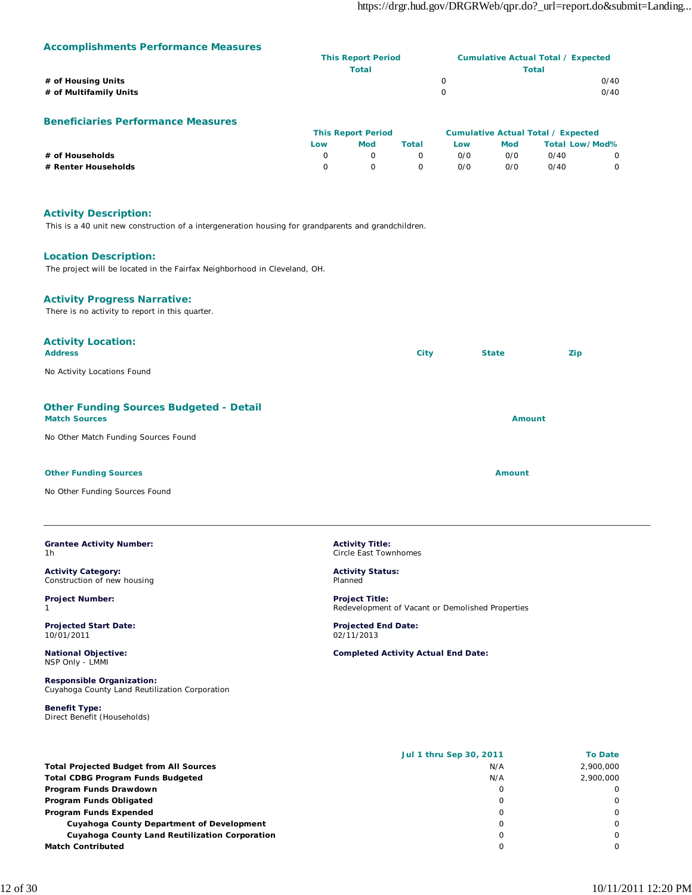## Accomplishments Performance Measures

| | This Report Period Total | Cumulative Actual Total / Expected Total |
|---|---|---|
| # of Housing Units | 0 | 0/40 |
| # of Multifamily Units | 0 | 0/40 |

## Beneficiaries Performance Measures

| | This Report Period | | | Cumulative Actual Total / Expected | | | |
|---|---|---|---|---|---|---|---|
| | Low | Mod | Total | Low | Mod | Total | Low/Mod% |
| # of Households | 0 | 0 | 0 | 0/0 | 0/0 | 0/40 | 0 |
| # Renter Households | 0 | 0 | 0 | 0/0 | 0/0 | 0/40 | 0 |

## Activity Description:

This is a 40 unit new construction of a intergeneration housing for grandparents and grandchildren.

## Location Description:

The project will be located in the Fairfax Neighborhood in Cleveland, OH.

## Activity Progress Narrative:

There is no activity to report in this quarter.

## Activity Location:

| Address | City | State | Zip |
|---|---|---|---|

No Activity Locations Found

## Other Funding Sources Budgeted - Detail

| Match Sources | Amount |
|---|---|

No Other Match Funding Sources Found

| Other Funding Sources | Amount |
|---|---|

No Other Funding Sources Found

---

**Grantee Activity Number:**
1h

**Activity Title:**
Circle East Townhomes

**Activity Category:**
Construction of new housing

**Activity Status:**
Planned

**Project Number:**
1

**Project Title:**
Redevelopment of Vacant or Demolished Properties

**Projected Start Date:**
10/01/2011

**Projected End Date:**
02/11/2013

**National Objective:**
NSP Only - LMMI

**Completed Activity Actual End Date:**

**Responsible Organization:**
Cuyahoga County Land Reutilization Corporation

**Benefit Type:**
Direct Benefit (Households)

| | Jul 1 thru Sep 30, 2011 | To Date |
|---|---|---|
| **Total Projected Budget from All Sources** | N/A | 2,900,000 |
| **Total CDBG Program Funds Budgeted** | N/A | 2,900,000 |
| **Program Funds Drawdown** | 0 | 0 |
| **Program Funds Obligated** | 0 | 0 |
| **Program Funds Expended** | 0 | 0 |
| **Cuyahoga County Department of Development** | 0 | 0 |
| **Cuyahoga County Land Reutilization Corporation** | 0 | 0 |
| **Match Contributed** | 0 | 0 |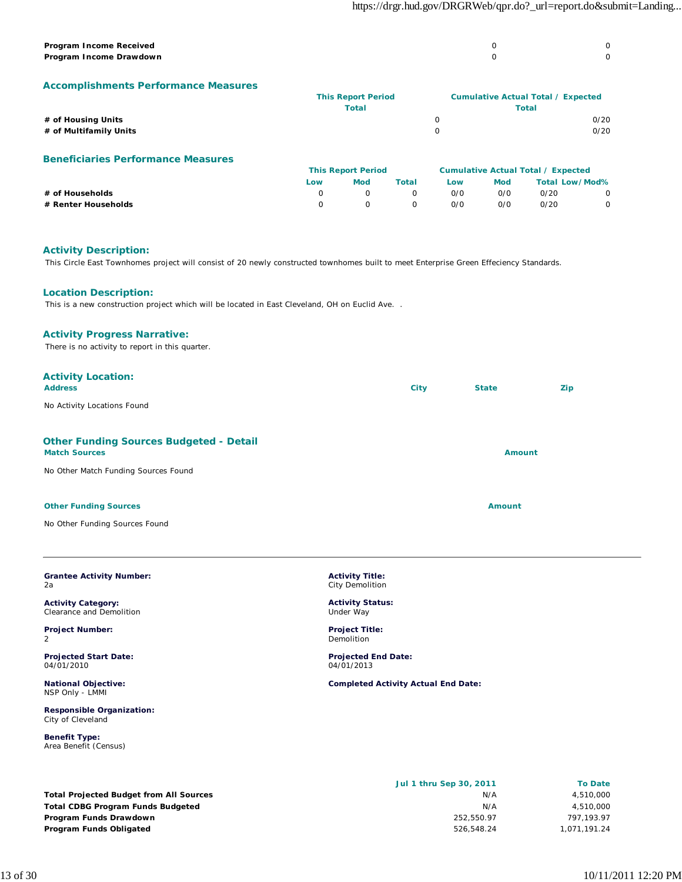| | | |
|---|---|---|
| **Program Income Received** | 0 | 0 |
| **Program Income Drawdown** | 0 | 0 |

## Accomplishments Performance Measures

| | This Report Period Total | Cumulative Actual Total / Expected Total |
|---|---|---|
| **# of Housing Units** | 0 | 0/20 |
| **# of Multifamily Units** | 0 | 0/20 |

## Beneficiaries Performance Measures

| | This Report Period | | | Cumulative Actual Total / Expected | | | |
|---|---|---|---|---|---|---|---|
| | Low | Mod | Total | Low | Mod | Total | Low/Mod% |
| **# of Households** | 0 | 0 | 0 | 0/0 | 0/0 | 0/20 | 0 |
| **# Renter Households** | 0 | 0 | 0 | 0/0 | 0/0 | 0/20 | 0 |

## Activity Description:

This Circle East Townhomes project will consist of 20 newly constructed townhomes built to meet Enterprise Green Effeciency Standards.

## Location Description:

This is a new construction project which will be located in East Cleveland, OH on Euclid Ave. .

## Activity Progress Narrative:

There is no activity to report in this quarter.

## Activity Location:

| Address | City | State | Zip |
|---|---|---|---|
| No Activity Locations Found | | | |

## Other Funding Sources Budgeted - Detail

| Match Sources | Amount |
|---|---|
| No Other Match Funding Sources Found | |

| Other Funding Sources | Amount |
|---|---|
| No Other Funding Sources Found | |

---

**Grantee Activity Number:**
2a

**Activity Title:**
City Demolition

**Activity Category:**
Clearance and Demolition

**Activity Status:**
Under Way

**Project Number:**
2

**Project Title:**
Demolition

**Projected Start Date:**
04/01/2010

**Projected End Date:**
04/01/2013

**National Objective:**
NSP Only - LMMI

**Completed Activity Actual End Date:**

**Responsible Organization:**
City of Cleveland

**Benefit Type:**
Area Benefit (Census)

| | Jul 1 thru Sep 30, 2011 | To Date |
|---|---|---|
| **Total Projected Budget from All Sources** | N/A | 4,510,000 |
| **Total CDBG Program Funds Budgeted** | N/A | 4,510,000 |
| **Program Funds Drawdown** | 252,550.97 | 797,193.97 |
| **Program Funds Obligated** | 526,548.24 | 1,071,191.24 |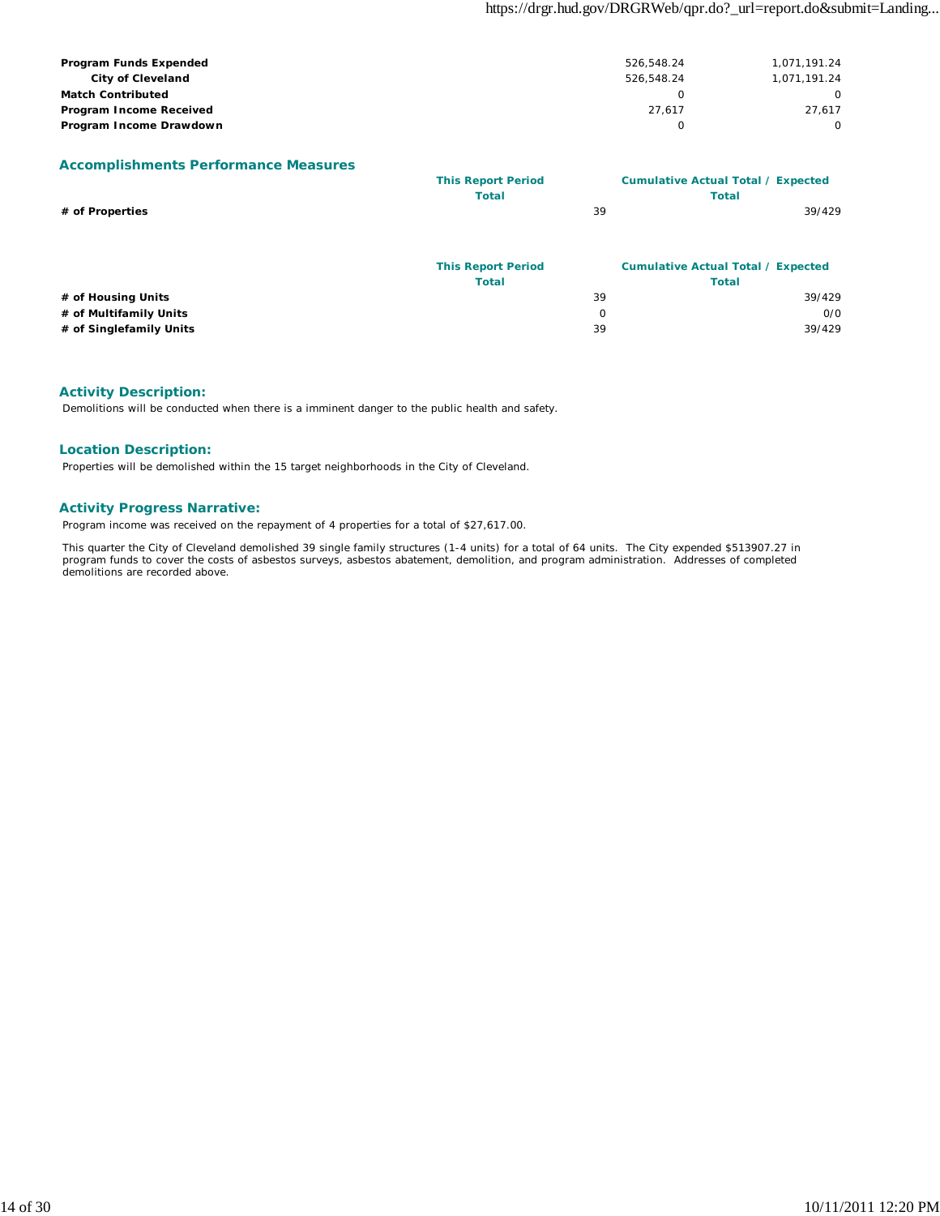| | | |
|---|---|---|
| **Program Funds Expended** | 526,548.24 | 1,071,191.24 |
| **City of Cleveland** | 526,548.24 | 1,071,191.24 |
| **Match Contributed** | 0 | 0 |
| **Program Income Received** | 27,617 | 27,617 |
| **Program Income Drawdown** | 0 | 0 |

## Accomplishments Performance Measures

| | This Report Period Total | Cumulative Actual Total / Expected Total |
|---|---|---|
| **# of Properties** | 39 | 39/429 |

| | This Report Period Total | Cumulative Actual Total / Expected Total |
|---|---|---|
| **# of Housing Units** | 39 | 39/429 |
| **# of Multifamily Units** | 0 | 0/0 |
| **# of Singlefamily Units** | 39 | 39/429 |

## Activity Description:

Demolitions will be conducted when there is a imminent danger to the public health and safety.

## Location Description:

Properties will be demolished within the 15 target neighborhoods in the City of Cleveland.

## Activity Progress Narrative:

Program income was received on the repayment of 4 properties for a total of $27,617.00.

This quarter the City of Cleveland demolished 39 single family structures (1-4 units) for a total of 64 units. The City expended $513907.27 in program funds to cover the costs of asbestos surveys, asbestos abatement, demolition, and program administration. Addresses of completed demolitions are recorded above.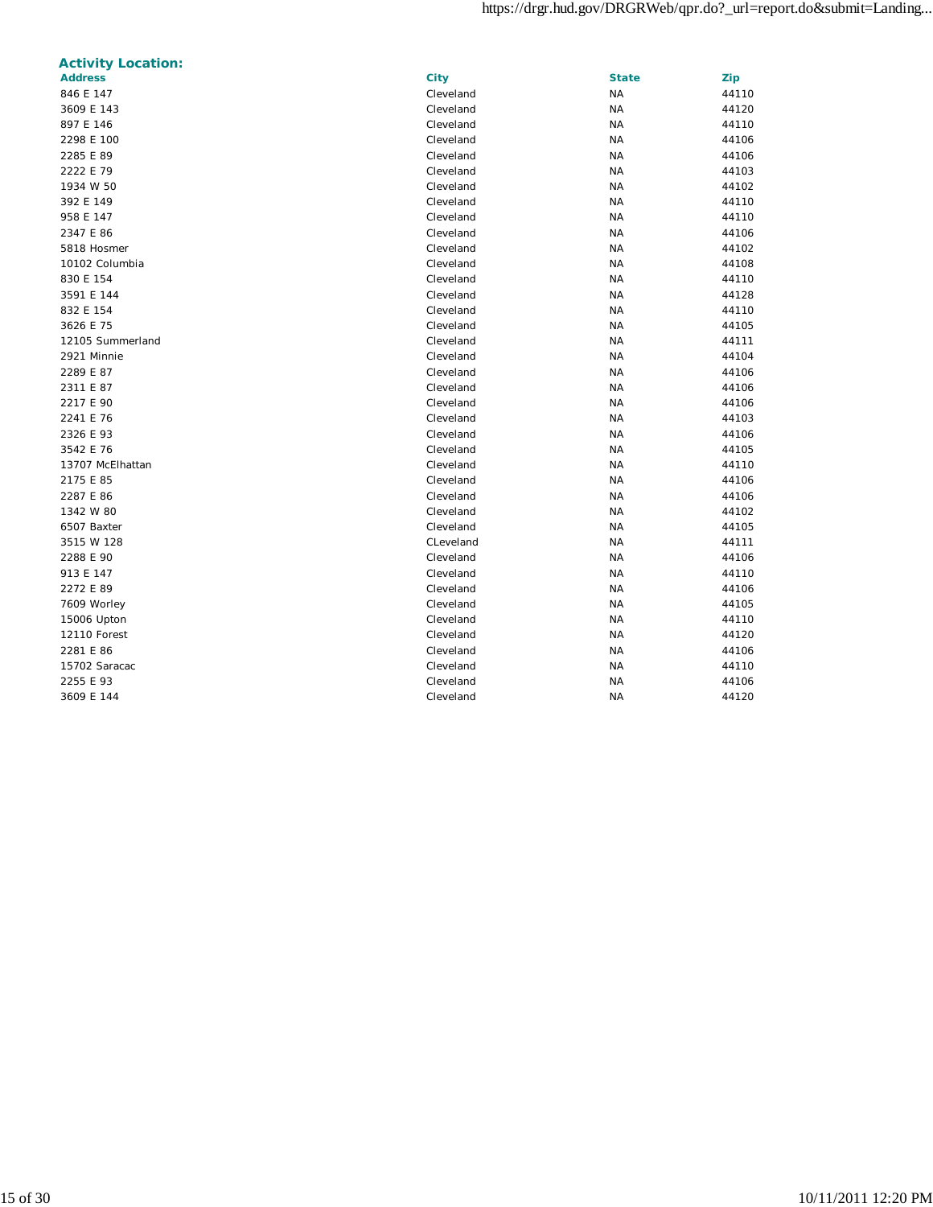### Activity Location:

| Address | City | State | Zip |
|---|---|---|---|
| 846 E 147 | Cleveland | NA | 44110 |
| 3609 E 143 | Cleveland | NA | 44120 |
| 897 E 146 | Cleveland | NA | 44110 |
| 2298 E 100 | Cleveland | NA | 44106 |
| 2285 E 89 | Cleveland | NA | 44106 |
| 2222 E 79 | Cleveland | NA | 44103 |
| 1934 W 50 | Cleveland | NA | 44102 |
| 392 E 149 | Cleveland | NA | 44110 |
| 958 E 147 | Cleveland | NA | 44110 |
| 2347 E 86 | Cleveland | NA | 44106 |
| 5818 Hosmer | Cleveland | NA | 44102 |
| 10102 Columbia | Cleveland | NA | 44108 |
| 830 E 154 | Cleveland | NA | 44110 |
| 3591 E 144 | Cleveland | NA | 44128 |
| 832 E 154 | Cleveland | NA | 44110 |
| 3626 E 75 | Cleveland | NA | 44105 |
| 12105 Summerland | Cleveland | NA | 44111 |
| 2921 Minnie | Cleveland | NA | 44104 |
| 2289 E 87 | Cleveland | NA | 44106 |
| 2311 E 87 | Cleveland | NA | 44106 |
| 2217 E 90 | Cleveland | NA | 44106 |
| 2241 E 76 | Cleveland | NA | 44103 |
| 2326 E 93 | Cleveland | NA | 44106 |
| 3542 E 76 | Cleveland | NA | 44105 |
| 13707 McElhattan | Cleveland | NA | 44110 |
| 2175 E 85 | Cleveland | NA | 44106 |
| 2287 E 86 | Cleveland | NA | 44106 |
| 1342 W 80 | Cleveland | NA | 44102 |
| 6507 Baxter | Cleveland | NA | 44105 |
| 3515 W 128 | CLeveland | NA | 44111 |
| 2288 E 90 | Cleveland | NA | 44106 |
| 913 E 147 | Cleveland | NA | 44110 |
| 2272 E 89 | Cleveland | NA | 44106 |
| 7609 Worley | Cleveland | NA | 44105 |
| 15006 Upton | Cleveland | NA | 44110 |
| 12110 Forest | Cleveland | NA | 44120 |
| 2281 E 86 | Cleveland | NA | 44106 |
| 15702 Saracac | Cleveland | NA | 44110 |
| 2255 E 93 | Cleveland | NA | 44106 |
| 3609 E 144 | Cleveland | NA | 44120 |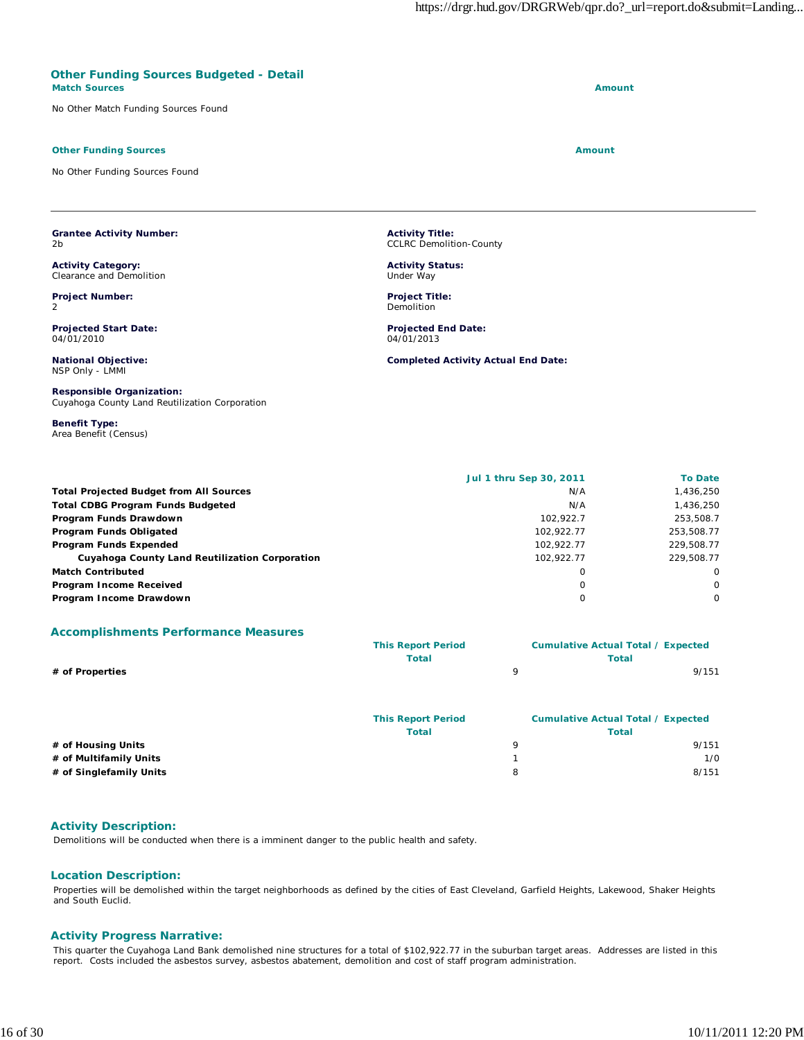## Other Funding Sources Budgeted - Detail

| Match Sources | Amount |
|---|---|
| No Other Match Funding Sources Found | |

| Other Funding Sources | Amount |
|---|---|
| No Other Funding Sources Found | |

---

**Grantee Activity Number:**
2b

**Activity Title:**
CCLRC Demolition-County

**Activity Category:**
Clearance and Demolition

**Activity Status:**
Under Way

**Project Number:**
2

**Project Title:**
Demolition

**Projected Start Date:**
04/01/2010

**Projected End Date:**
04/01/2013

**National Objective:**
NSP Only - LMMI

**Completed Activity Actual End Date:**

**Responsible Organization:**
Cuyahoga County Land Reutilization Corporation

**Benefit Type:**
Area Benefit (Census)

| | Jul 1 thru Sep 30, 2011 | To Date |
|---|---|---|
| **Total Projected Budget from All Sources** | N/A | 1,436,250 |
| **Total CDBG Program Funds Budgeted** | N/A | 1,436,250 |
| **Program Funds Drawdown** | 102,922.7 | 253,508.7 |
| **Program Funds Obligated** | 102,922.77 | 253,508.77 |
| **Program Funds Expended** | 102,922.77 | 229,508.77 |
| **Cuyahoga County Land Reutilization Corporation** | 102,922.77 | 229,508.77 |
| **Match Contributed** | 0 | 0 |
| **Program Income Received** | 0 | 0 |
| **Program Income Drawdown** | 0 | 0 |

## Accomplishments Performance Measures

| | This Report Period Total | Cumulative Actual Total / Expected Total |
|---|---|---|
| **# of Properties** | 9 | 9/151 |

| | This Report Period Total | Cumulative Actual Total / Expected Total |
|---|---|---|
| **# of Housing Units** | 9 | 9/151 |
| **# of Multifamily Units** | 1 | 1/0 |
| **# of Singlefamily Units** | 8 | 8/151 |

## Activity Description:

Demolitions will be conducted when there is a imminent danger to the public health and safety.

## Location Description:

Properties will be demolished within the target neighborhoods as defined by the cities of East Cleveland, Garfield Heights, Lakewood, Shaker Heights and South Euclid.

## Activity Progress Narrative:

This quarter the Cuyahoga Land Bank demolished nine structures for a total of $102,922.77 in the suburban target areas. Addresses are listed in this report. Costs included the asbestos survey, asbestos abatement, demolition and cost of staff program administration.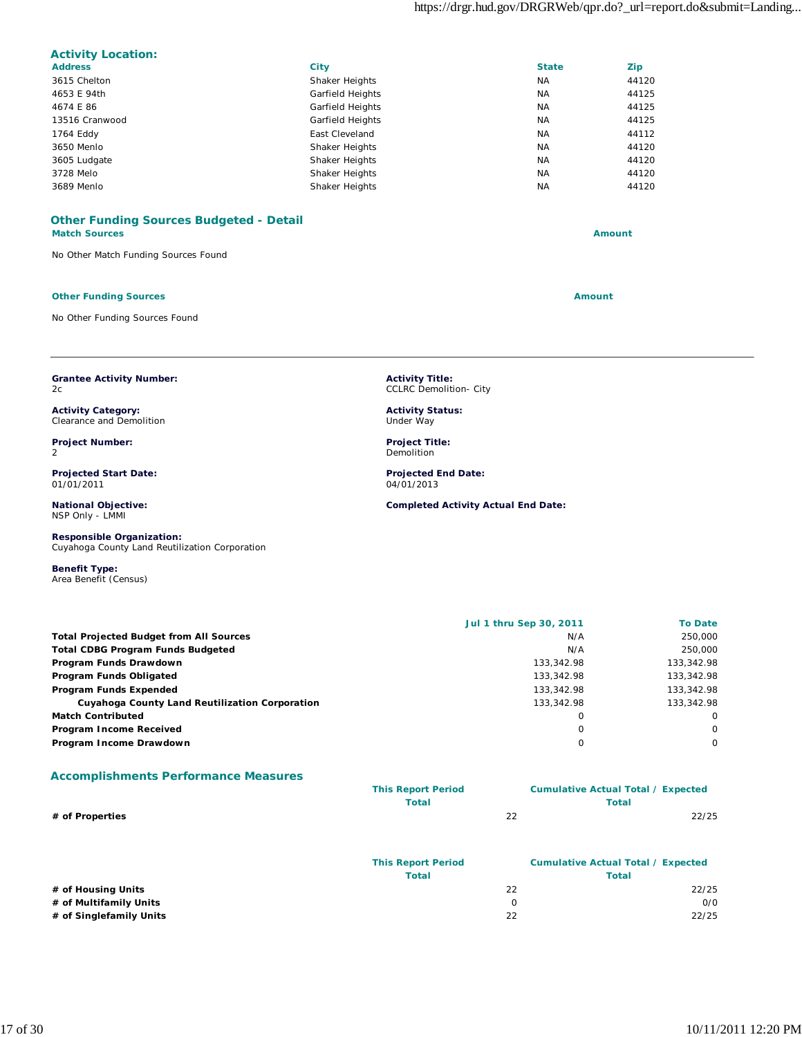## Activity Location:

| Address | City | State | Zip |
|---|---|---|---|
| 3615 Chelton | Shaker Heights | NA | 44120 |
| 4653 E 94th | Garfield Heights | NA | 44125 |
| 4674 E 86 | Garfield Heights | NA | 44125 |
| 13516 Cranwood | Garfield Heights | NA | 44125 |
| 1764 Eddy | East Cleveland | NA | 44112 |
| 3650 Menlo | Shaker Heights | NA | 44120 |
| 3605 Ludgate | Shaker Heights | NA | 44120 |
| 3728 Melo | Shaker Heights | NA | 44120 |
| 3689 Menlo | Shaker Heights | NA | 44120 |

## Other Funding Sources Budgeted - Detail

| Match Sources | Amount |
|---|---|

No Other Match Funding Sources Found

| Other Funding Sources | Amount |
|---|---|

No Other Funding Sources Found

---

**Grantee Activity Number:**
2c

**Activity Title:**
CCLRC Demolition- City

**Activity Category:**
Clearance and Demolition

**Activity Status:**
Under Way

**Project Number:**
2

**Project Title:**
Demolition

**Projected Start Date:**
01/01/2011

**Projected End Date:**
04/01/2013

**National Objective:**
NSP Only - LMMI

**Completed Activity Actual End Date:**

**Responsible Organization:**
Cuyahoga County Land Reutilization Corporation

**Benefit Type:**
Area Benefit (Census)

| | Jul 1 thru Sep 30, 2011 | To Date |
|---|---|---|
| **Total Projected Budget from All Sources** | N/A | 250,000 |
| **Total CDBG Program Funds Budgeted** | N/A | 250,000 |
| **Program Funds Drawdown** | 133,342.98 | 133,342.98 |
| **Program Funds Obligated** | 133,342.98 | 133,342.98 |
| **Program Funds Expended** | 133,342.98 | 133,342.98 |
| **Cuyahoga County Land Reutilization Corporation** | 133,342.98 | 133,342.98 |
| **Match Contributed** | 0 | 0 |
| **Program Income Received** | 0 | 0 |
| **Program Income Drawdown** | 0 | 0 |

## Accomplishments Performance Measures

| | This Report Period Total | Cumulative Actual Total / Expected Total |
|---|---|---|
| **# of Properties** | 22 | 22/25 |

| | This Report Period Total | Cumulative Actual Total / Expected Total |
|---|---|---|
| **# of Housing Units** | 22 | 22/25 |
| **# of Multifamily Units** | 0 | 0/0 |
| **# of Singlefamily Units** | 22 | 22/25 |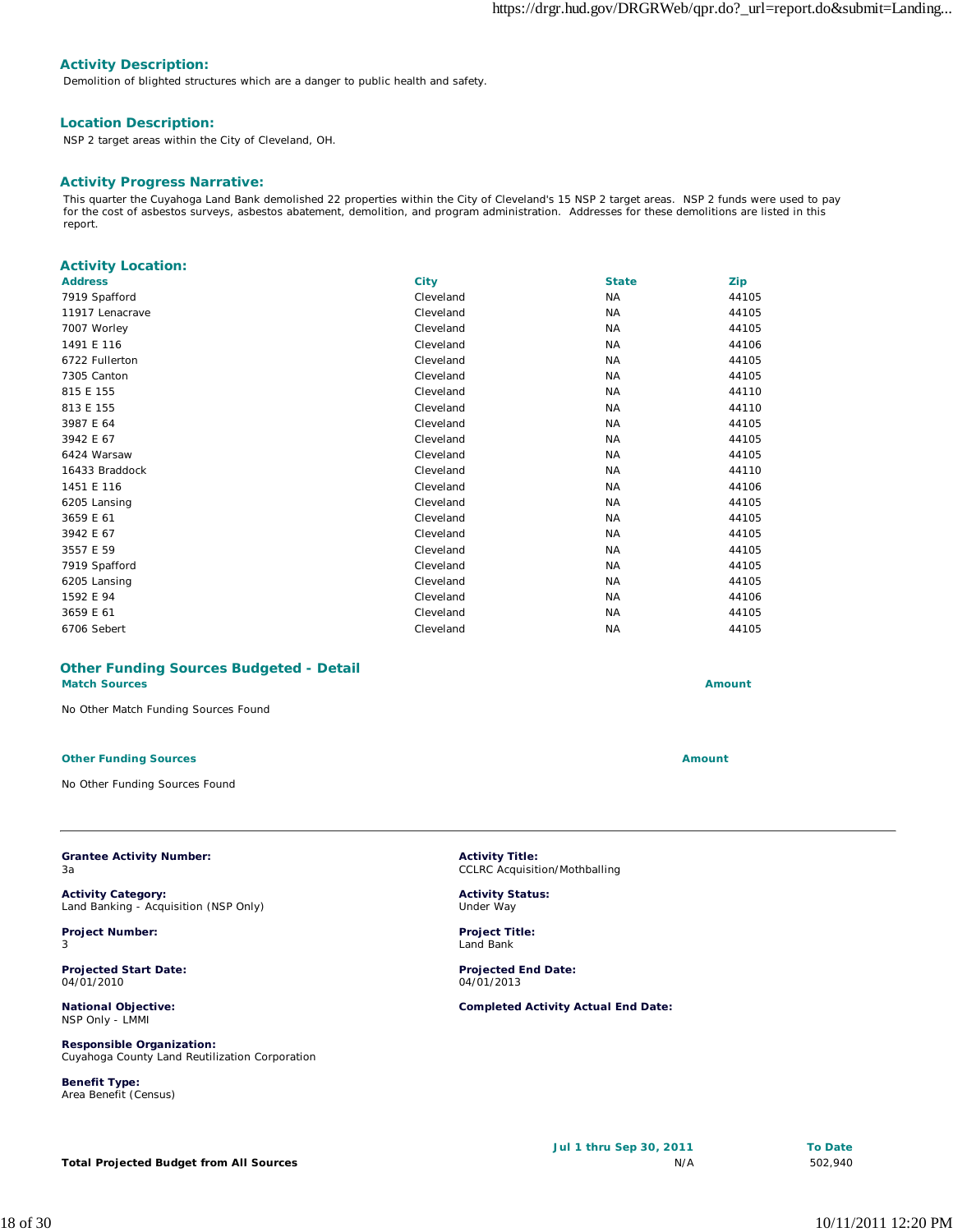### Activity Description:

Demolition of blighted structures which are a danger to public health and safety.

### Location Description:

NSP 2 target areas within the City of Cleveland, OH.

### Activity Progress Narrative:

This quarter the Cuyahoga Land Bank demolished 22 properties within the City of Cleveland's 15 NSP 2 target areas. NSP 2 funds were used to pay for the cost of asbestos surveys, asbestos abatement, demolition, and program administration. Addresses for these demolitions are listed in this report.

### Activity Location:

| Address | City | State | Zip |
|---|---|---|---|
| 7919 Spafford | Cleveland | NA | 44105 |
| 11917 Lenacrave | Cleveland | NA | 44105 |
| 7007 Worley | Cleveland | NA | 44105 |
| 1491 E 116 | Cleveland | NA | 44106 |
| 6722 Fullerton | Cleveland | NA | 44105 |
| 7305 Canton | Cleveland | NA | 44105 |
| 815 E 155 | Cleveland | NA | 44110 |
| 813 E 155 | Cleveland | NA | 44110 |
| 3987 E 64 | Cleveland | NA | 44105 |
| 3942 E 67 | Cleveland | NA | 44105 |
| 6424 Warsaw | Cleveland | NA | 44105 |
| 16433 Braddock | Cleveland | NA | 44110 |
| 1451 E 116 | Cleveland | NA | 44106 |
| 6205 Lansing | Cleveland | NA | 44105 |
| 3659 E 61 | Cleveland | NA | 44105 |
| 3942 E 67 | Cleveland | NA | 44105 |
| 3557 E 59 | Cleveland | NA | 44105 |
| 7919 Spafford | Cleveland | NA | 44105 |
| 6205 Lansing | Cleveland | NA | 44105 |
| 1592 E 94 | Cleveland | NA | 44106 |
| 3659 E 61 | Cleveland | NA | 44105 |
| 6706 Sebert | Cleveland | NA | 44105 |

### Other Funding Sources Budgeted - Detail

| Match Sources | Amount |
|---|---|
| No Other Match Funding Sources Found | |

| Other Funding Sources | Amount |
|---|---|
| No Other Funding Sources Found | |

---

**Grantee Activity Number:**
3a

**Activity Title:**
CCLRC Acquisition/Mothballing

**Activity Category:**
Land Banking - Acquisition (NSP Only)

**Activity Status:**
Under Way

**Project Number:**
3

**Project Title:**
Land Bank

**Projected Start Date:**
04/01/2010

**Projected End Date:**
04/01/2013

**National Objective:**
NSP Only - LMMI

**Completed Activity Actual End Date:**

**Responsible Organization:**
Cuyahoga County Land Reutilization Corporation

**Benefit Type:**
Area Benefit (Census)

| | Jul 1 thru Sep 30, 2011 | To Date |
|---|---|---|
| **Total Projected Budget from All Sources** | N/A | 502,940 |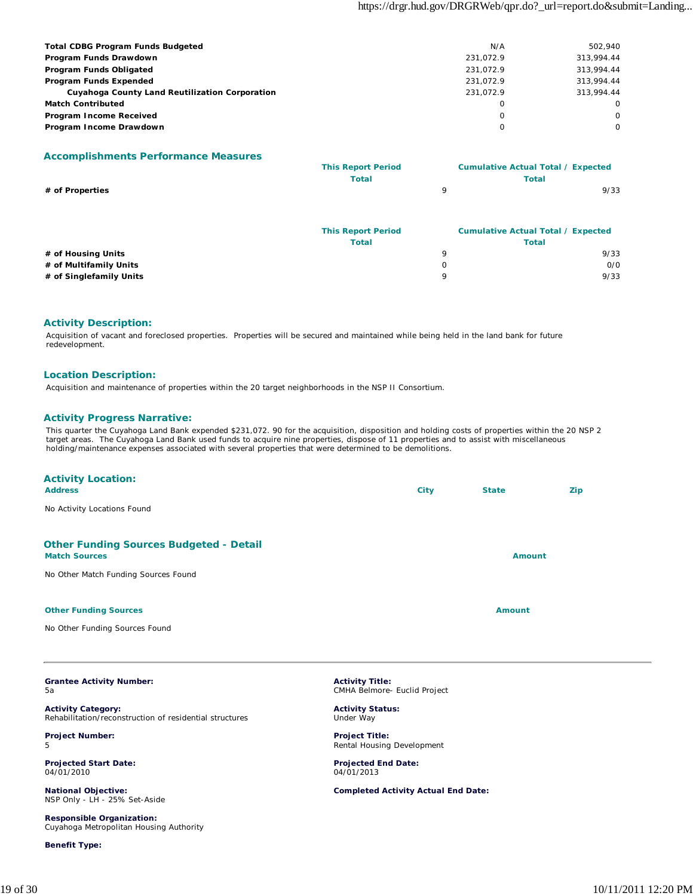| | | |
|---|---|---|
| **Total CDBG Program Funds Budgeted** | N/A | 502,940 |
| **Program Funds Drawdown** | 231,072.9 | 313,994.44 |
| **Program Funds Obligated** | 231,072.9 | 313,994.44 |
| **Program Funds Expended** | 231,072.9 | 313,994.44 |
| **Cuyahoga County Land Reutilization Corporation** | 231,072.9 | 313,994.44 |
| **Match Contributed** | 0 | 0 |
| **Program Income Received** | 0 | 0 |
| **Program Income Drawdown** | 0 | 0 |

## Accomplishments Performance Measures

| | This Report Period Total | Cumulative Actual Total / Expected Total |
|---|---|---|
| **# of Properties** | 9 | 9/33 |

| | This Report Period Total | Cumulative Actual Total / Expected Total |
|---|---|---|
| **# of Housing Units** | 9 | 9/33 |
| **# of Multifamily Units** | 0 | 0/0 |
| **# of Singlefamily Units** | 9 | 9/33 |

## Activity Description:

Acquisition of vacant and foreclosed properties. Properties will be secured and maintained while being held in the land bank for future redevelopment.

## Location Description:

Acquisition and maintenance of properties within the 20 target neighborhoods in the NSP II Consortium.

## Activity Progress Narrative:

This quarter the Cuyahoga Land Bank expended $231,072. 90 for the acquisition, disposition and holding costs of properties within the 20 NSP 2 target areas. The Cuyahoga Land Bank used funds to acquire nine properties, dispose of 11 properties and to assist with miscellaneous holding/maintenance expenses associated with several properties that were determined to be demolitions.

## Activity Location:

| Address | City | State | Zip |
|---|---|---|---|

No Activity Locations Found

## Other Funding Sources Budgeted - Detail

| Match Sources | Amount |
|---|---|

No Other Match Funding Sources Found

| Other Funding Sources | Amount |
|---|---|

No Other Funding Sources Found

---

**Grantee Activity Number:**
5a

**Activity Title:**
CMHA Belmore- Euclid Project

**Activity Category:**
Rehabilitation/reconstruction of residential structures

**Activity Status:**
Under Way

**Project Number:**
5

**Project Title:**
Rental Housing Development

**Projected Start Date:**
04/01/2010

**Projected End Date:**
04/01/2013

**National Objective:**
NSP Only - LH - 25% Set-Aside

**Completed Activity Actual End Date:**

**Responsible Organization:**
Cuyahoga Metropolitan Housing Authority

**Benefit Type:**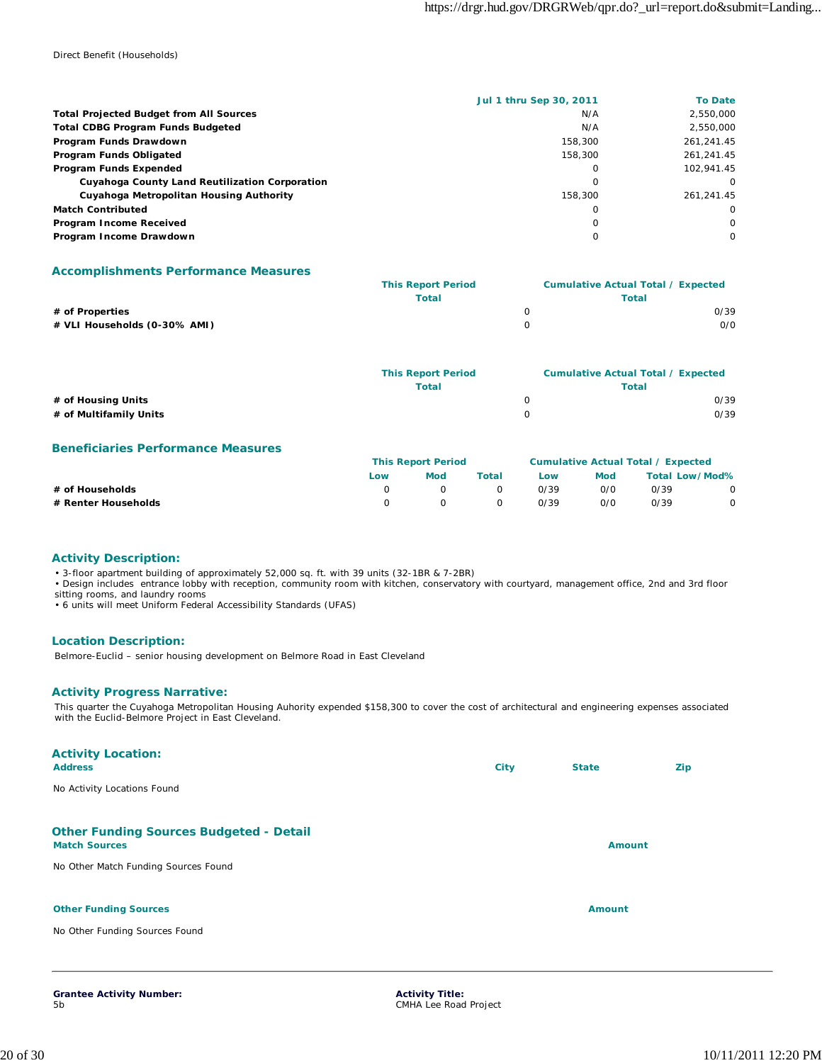Direct Benefit (Households)

| | Jul 1 thru Sep 30, 2011 | To Date |
|---|---|---|
| **Total Projected Budget from All Sources** | N/A | 2,550,000 |
| **Total CDBG Program Funds Budgeted** | N/A | 2,550,000 |
| **Program Funds Drawdown** | 158,300 | 261,241.45 |
| **Program Funds Obligated** | 158,300 | 261,241.45 |
| **Program Funds Expended** | 0 | 102,941.45 |
| **Cuyahoga County Land Reutilization Corporation** | 0 | 0 |
| **Cuyahoga Metropolitan Housing Authority** | 158,300 | 261,241.45 |
| **Match Contributed** | 0 | 0 |
| **Program Income Received** | 0 | 0 |
| **Program Income Drawdown** | 0 | 0 |

## Accomplishments Performance Measures

| | This Report Period Total | Cumulative Actual Total / Expected Total |
|---|---|---|
| **# of Properties** | 0 | 0/39 |
| **# VLI Households (0-30% AMI)** | 0 | 0/0 |

| | This Report Period Total | Cumulative Actual Total / Expected Total |
|---|---|---|
| **# of Housing Units** | 0 | 0/39 |
| **# of Multifamily Units** | 0 | 0/39 |

## Beneficiaries Performance Measures

| | This Report Period | | | Cumulative Actual Total / Expected | | | |
|---|---|---|---|---|---|---|---|
| | Low | Mod | Total | Low | Mod | Total | Low/Mod% |
| **# of Households** | 0 | 0 | 0 | 0/39 | 0/0 | 0/39 | 0 |
| **# Renter Households** | 0 | 0 | 0 | 0/39 | 0/0 | 0/39 | 0 |

## Activity Description:

• 3-floor apartment building of approximately 52,000 sq. ft. with 39 units (32-1BR & 7-2BR)
• Design includes entrance lobby with reception, community room with kitchen, conservatory with courtyard, management office, 2nd and 3rd floor sitting rooms, and laundry rooms
• 6 units will meet Uniform Federal Accessibility Standards (UFAS)

## Location Description:

Belmore-Euclid – senior housing development on Belmore Road in East Cleveland

## Activity Progress Narrative:

This quarter the Cuyahoga Metropolitan Housing Auhority expended $158,300 to cover the cost of architectural and engineering expenses associated with the Euclid-Belmore Project in East Cleveland.

## Activity Location:

| Address | City | State | Zip |
|---|---|---|---|

No Activity Locations Found

## Other Funding Sources Budgeted - Detail

| Match Sources | Amount |
|---|---|

No Other Match Funding Sources Found

| Other Funding Sources | Amount |
|---|---|

No Other Funding Sources Found

---

**Grantee Activity Number:**
5b

**Activity Title:**
CMHA Lee Road Project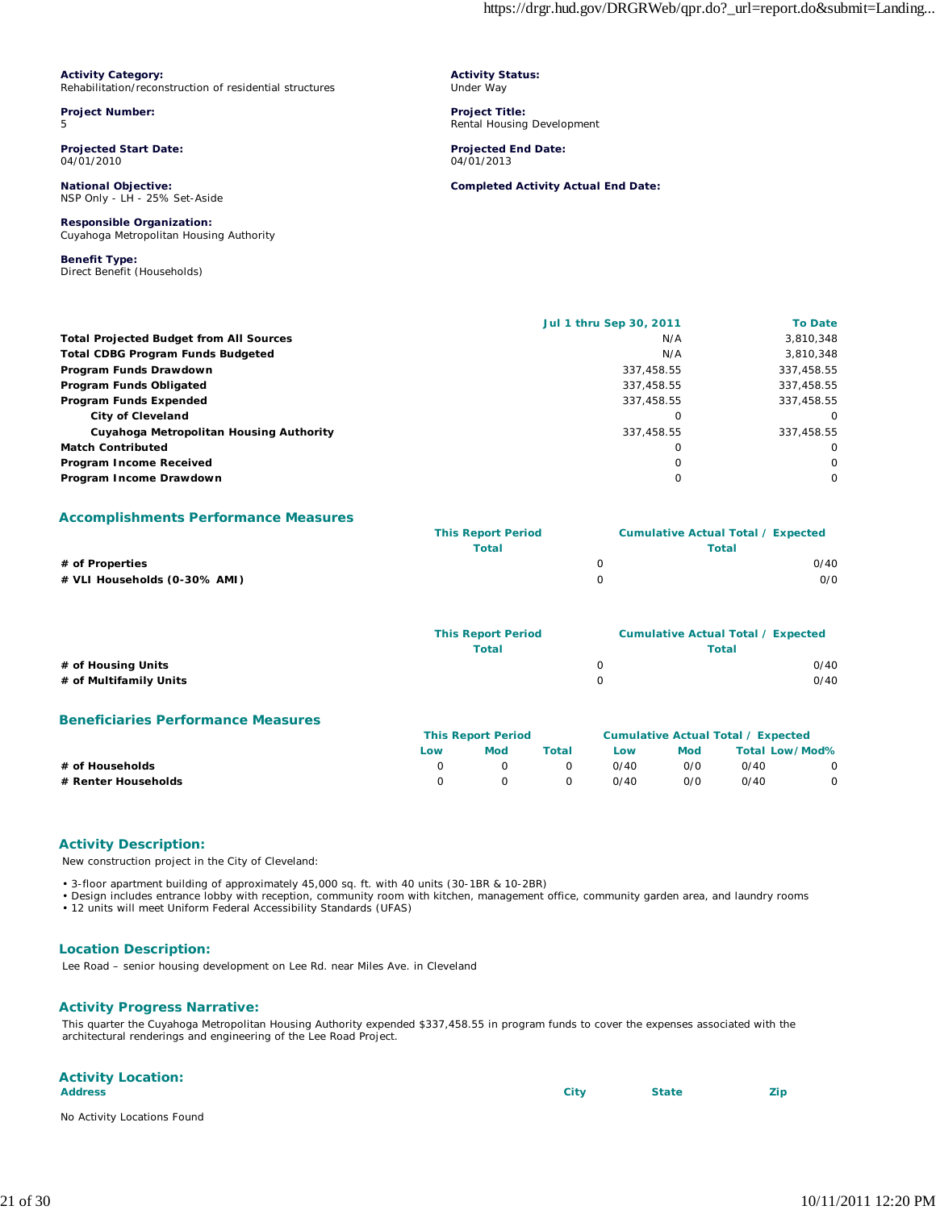**Activity Category:**
Rehabilitation/reconstruction of residential structures

**Activity Status:**
Under Way

**Project Number:**
5

**Project Title:**
Rental Housing Development

**Projected Start Date:**
04/01/2010

**Projected End Date:**
04/01/2013

**National Objective:**
NSP Only - LH - 25% Set-Aside

**Completed Activity Actual End Date:**

**Responsible Organization:**
Cuyahoga Metropolitan Housing Authority

**Benefit Type:**
Direct Benefit (Households)

| | Jul 1 thru Sep 30, 2011 | To Date |
|---|---|---|
| **Total Projected Budget from All Sources** | N/A | 3,810,348 |
| **Total CDBG Program Funds Budgeted** | N/A | 3,810,348 |
| **Program Funds Drawdown** | 337,458.55 | 337,458.55 |
| **Program Funds Obligated** | 337,458.55 | 337,458.55 |
| **Program Funds Expended** | 337,458.55 | 337,458.55 |
| **City of Cleveland** | 0 | 0 |
| **Cuyahoga Metropolitan Housing Authority** | 337,458.55 | 337,458.55 |
| **Match Contributed** | 0 | 0 |
| **Program Income Received** | 0 | 0 |
| **Program Income Drawdown** | 0 | 0 |

## Accomplishments Performance Measures

| | This Report Period Total | Cumulative Actual Total / Expected Total |
|---|---|---|
| **# of Properties** | 0 | 0/40 |
| **# VLI Households (0-30% AMI)** | 0 | 0/0 |

| | This Report Period Total | Cumulative Actual Total / Expected Total |
|---|---|---|
| **# of Housing Units** | 0 | 0/40 |
| **# of Multifamily Units** | 0 | 0/40 |

## Beneficiaries Performance Measures

| | This Report Period | | | Cumulative Actual Total / Expected | | | |
|---|---|---|---|---|---|---|---|
| | Low | Mod | Total | Low | Mod | Total | Low/Mod% |
| **# of Households** | 0 | 0 | 0 | 0/40 | 0/0 | 0/40 | 0 |
| **# Renter Households** | 0 | 0 | 0 | 0/40 | 0/0 | 0/40 | 0 |

## Activity Description:

New construction project in the City of Cleveland:

- 3-floor apartment building of approximately 45,000 sq. ft. with 40 units (30-1BR & 10-2BR)
- Design includes entrance lobby with reception, community room with kitchen, management office, community garden area, and laundry rooms
- 12 units will meet Uniform Federal Accessibility Standards (UFAS)

## Location Description:

Lee Road – senior housing development on Lee Rd. near Miles Ave. in Cleveland

## Activity Progress Narrative:

This quarter the Cuyahoga Metropolitan Housing Authority expended $337,458.55 in program funds to cover the expenses associated with the architectural renderings and engineering of the Lee Road Project.

## Activity Location:

| Address | City | State | Zip |
|---|---|---|---|
| No Activity Locations Found | | | |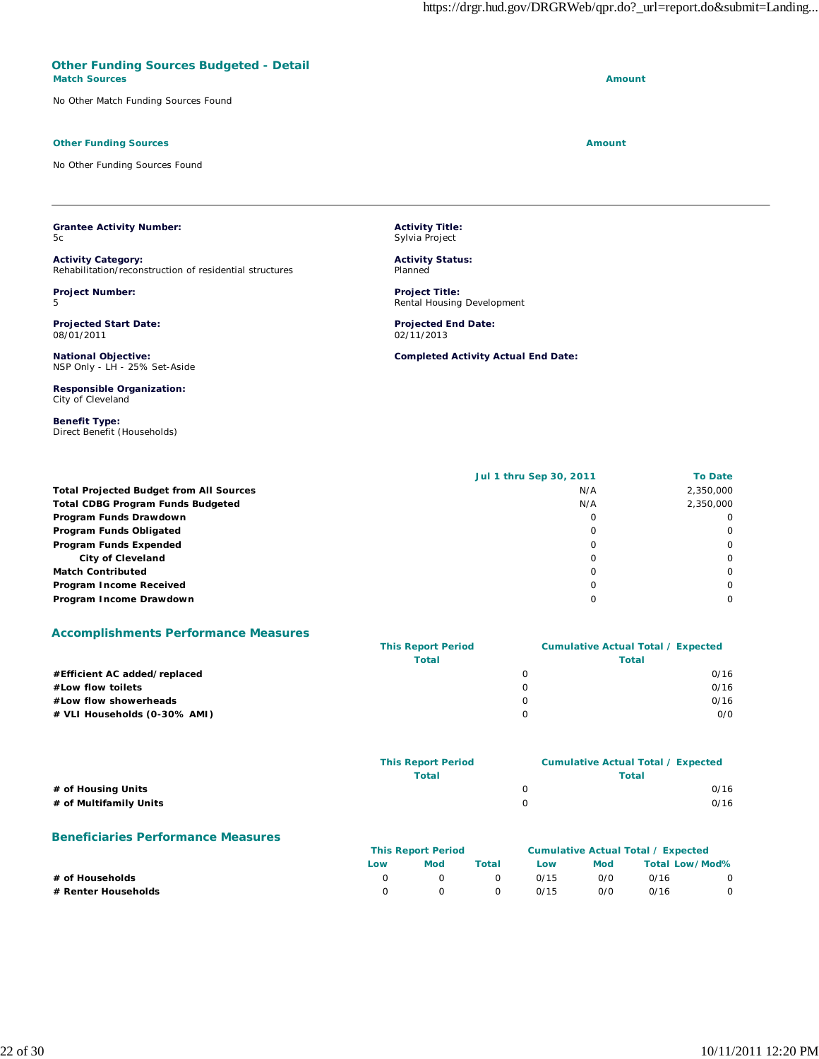## Other Funding Sources Budgeted - Detail

| Match Sources | Amount |
|---|---|
| No Other Match Funding Sources Found | |

| Other Funding Sources | Amount |
|---|---|
| No Other Funding Sources Found | |

---

**Grantee Activity Number:**
5c

**Activity Title:**
Sylvia Project

**Activity Category:**
Rehabilitation/reconstruction of residential structures

**Activity Status:**
Planned

**Project Number:**
5

**Project Title:**
Rental Housing Development

**Projected Start Date:**
08/01/2011

**Projected End Date:**
02/11/2013

**National Objective:**
NSP Only - LH - 25% Set-Aside

**Completed Activity Actual End Date:**

**Responsible Organization:**
City of Cleveland

**Benefit Type:**
Direct Benefit (Households)

| | Jul 1 thru Sep 30, 2011 | To Date |
|---|---|---|
| **Total Projected Budget from All Sources** | N/A | 2,350,000 |
| **Total CDBG Program Funds Budgeted** | N/A | 2,350,000 |
| **Program Funds Drawdown** | 0 | 0 |
| **Program Funds Obligated** | 0 | 0 |
| **Program Funds Expended** | 0 | 0 |
| **City of Cleveland** | 0 | 0 |
| **Match Contributed** | 0 | 0 |
| **Program Income Received** | 0 | 0 |
| **Program Income Drawdown** | 0 | 0 |

## Accomplishments Performance Measures

| | This Report Period Total | Cumulative Actual Total / Expected Total |
|---|---|---|
| **#Efficient AC added/replaced** | 0 | 0/16 |
| **#Low flow toilets** | 0 | 0/16 |
| **#Low flow showerheads** | 0 | 0/16 |
| **# VLI Households (0-30% AMI)** | 0 | 0/0 |

| | This Report Period Total | Cumulative Actual Total / Expected Total |
|---|---|---|
| **# of Housing Units** | 0 | 0/16 |
| **# of Multifamily Units** | 0 | 0/16 |

## Beneficiaries Performance Measures

| | This Report Period | | | Cumulative Actual Total / Expected | | | |
|---|---|---|---|---|---|---|---|
| | Low | Mod | Total | Low | Mod | Total | Low/Mod% |
| **# of Households** | 0 | 0 | 0 | 0/15 | 0/0 | 0/16 | 0 |
| **# Renter Households** | 0 | 0 | 0 | 0/15 | 0/0 | 0/16 | 0 |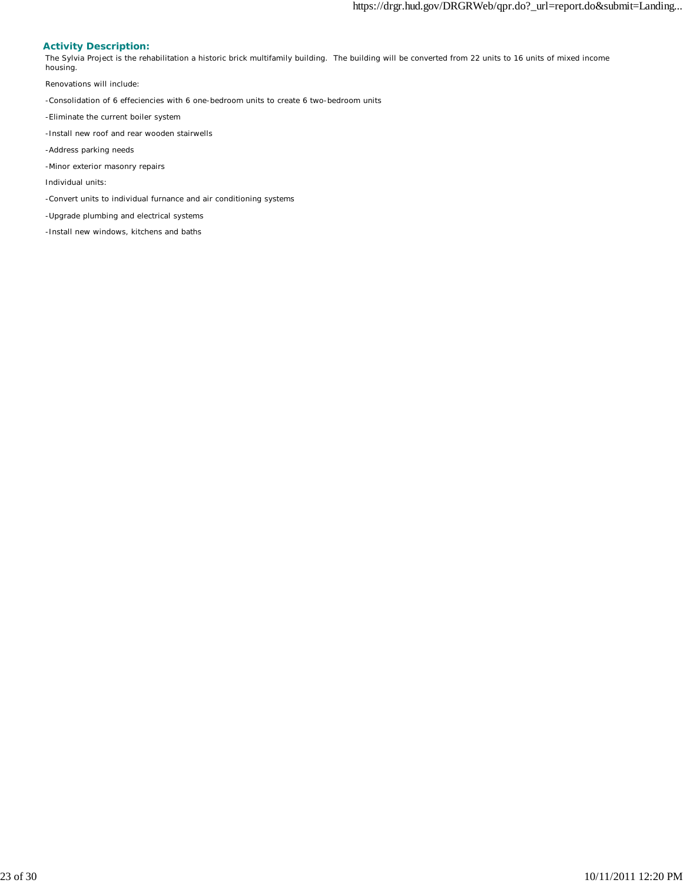### Activity Description:

The Sylvia Project is the rehabilitation a historic brick multifamily building. The building will be converted from 22 units to 16 units of mixed income housing.

Renovations will include:

-Consolidation of 6 effeciencies with 6 one-bedroom units to create 6 two-bedroom units

-Eliminate the current boiler system

-Install new roof and rear wooden stairwells

-Address parking needs

-Minor exterior masonry repairs

Individual units:

-Convert units to individual furnance and air conditioning systems

-Upgrade plumbing and electrical systems

-Install new windows, kitchens and baths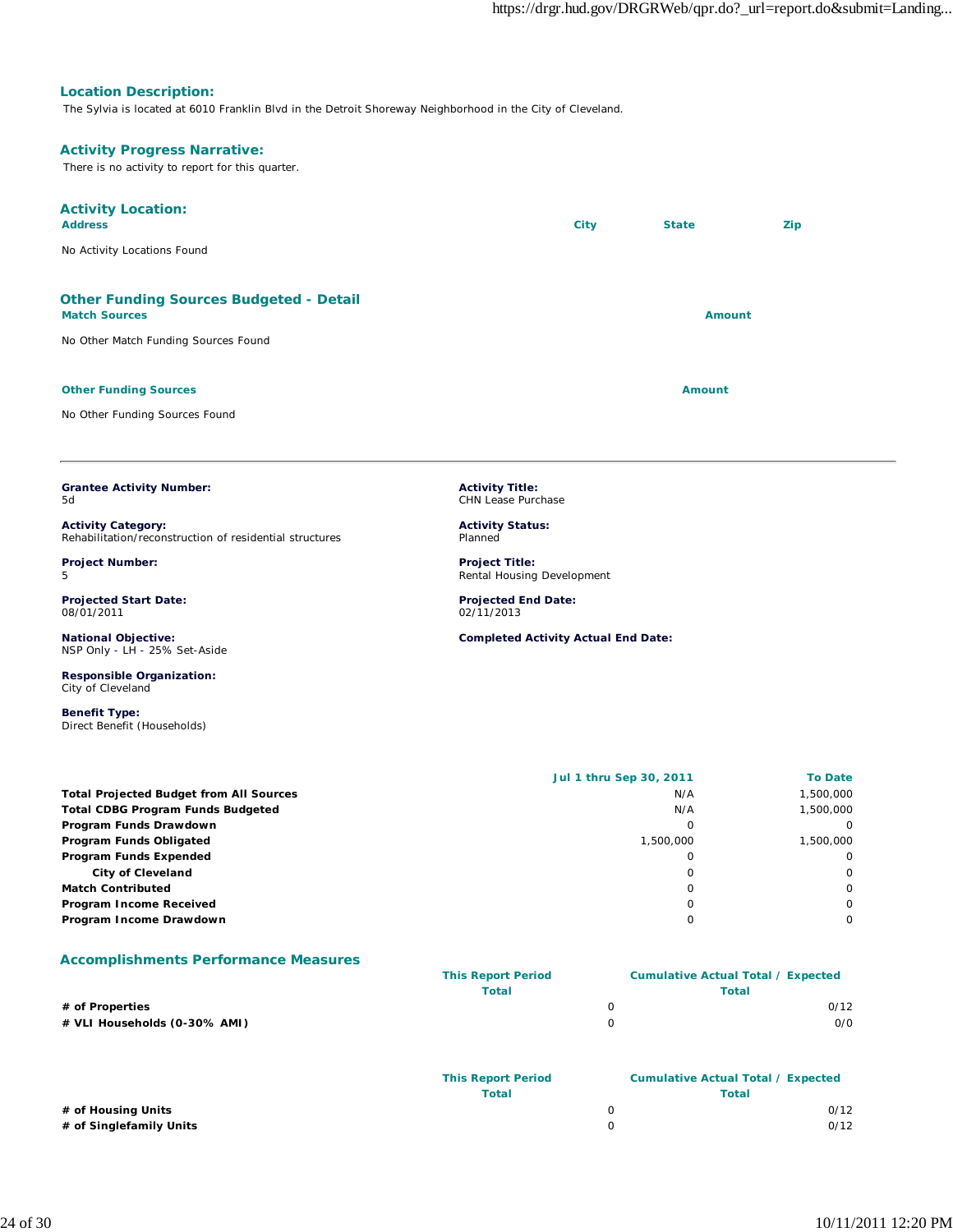## Location Description:

The Sylvia is located at 6010 Franklin Blvd in the Detroit Shoreway Neighborhood in the City of Cleveland.

## Activity Progress Narrative:

There is no activity to report for this quarter.

## Activity Location:

| Address | City | State | Zip |
|---|---|---|---|
| No Activity Locations Found | | | |

## Other Funding Sources Budgeted - Detail

| Match Sources | Amount |
|---|---|
| No Other Match Funding Sources Found | |

| Other Funding Sources | Amount |
|---|---|
| No Other Funding Sources Found | |

---

**Grantee Activity Number:**
5d

**Activity Title:**
CHN Lease Purchase

**Activity Category:**
Rehabilitation/reconstruction of residential structures

**Activity Status:**
Planned

**Project Number:**
5

**Project Title:**
Rental Housing Development

**Projected Start Date:**
08/01/2011

**Projected End Date:**
02/11/2013

**National Objective:**
NSP Only - LH - 25% Set-Aside

**Completed Activity Actual End Date:**

**Responsible Organization:**
City of Cleveland

**Benefit Type:**
Direct Benefit (Households)

| | Jul 1 thru Sep 30, 2011 | To Date |
|---|---|---|
| **Total Projected Budget from All Sources** | N/A | 1,500,000 |
| **Total CDBG Program Funds Budgeted** | N/A | 1,500,000 |
| **Program Funds Drawdown** | 0 | 0 |
| **Program Funds Obligated** | 1,500,000 | 1,500,000 |
| **Program Funds Expended** | 0 | 0 |
| **City of Cleveland** | 0 | 0 |
| **Match Contributed** | 0 | 0 |
| **Program Income Received** | 0 | 0 |
| **Program Income Drawdown** | 0 | 0 |

## Accomplishments Performance Measures

| | This Report Period Total | Cumulative Actual Total / Expected Total |
|---|---|---|
| **# of Properties** | 0 | 0/12 |
| **# VLI Households (0-30% AMI)** | 0 | 0/0 |

| | This Report Period Total | Cumulative Actual Total / Expected Total |
|---|---|---|
| **# of Housing Units** | 0 | 0/12 |
| **# of Singlefamily Units** | 0 | 0/12 |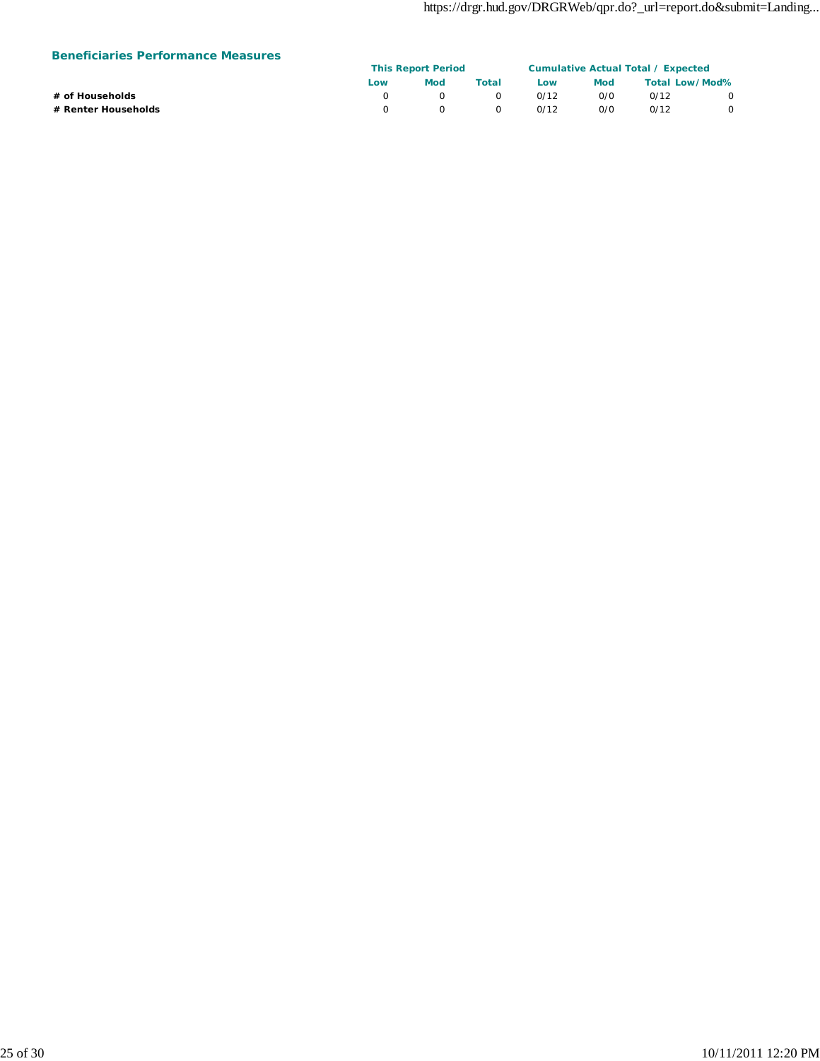### Beneficiaries Performance Measures

| | This Report Period | | | Cumulative Actual Total / Expected | | | |
|---|---|---|---|---|---|---|---|
| | Low | Mod | Total | Low | Mod | Total | Low/Mod% |
| **# of Households** | 0 | 0 | 0 | 0/12 | 0/0 | 0/12 | 0 |
| **# Renter Households** | 0 | 0 | 0 | 0/12 | 0/0 | 0/12 | 0 |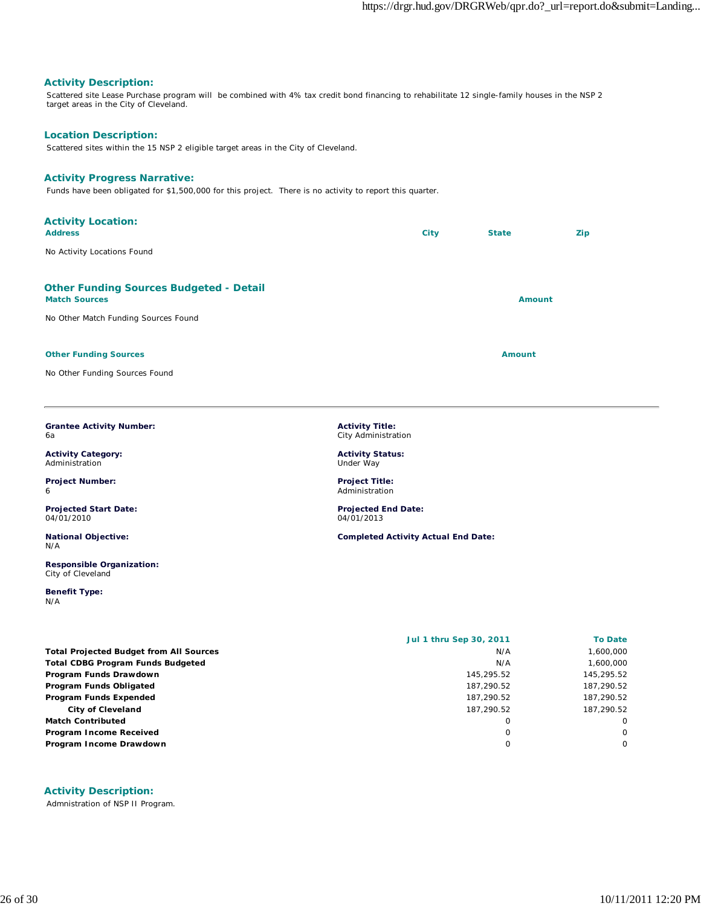### Activity Description:

Scattered site Lease Purchase program will be combined with 4% tax credit bond financing to rehabilitate 12 single-family houses in the NSP 2 target areas in the City of Cleveland.

### Location Description:

Scattered sites within the 15 NSP 2 eligible target areas in the City of Cleveland.

### Activity Progress Narrative:

Funds have been obligated for $1,500,000 for this project. There is no activity to report this quarter.

### Activity Location:

| Address | City | State | Zip |
|---|---|---|---|
| No Activity Locations Found | | | |

### Other Funding Sources Budgeted - Detail

| Match Sources | Amount |
|---|---|
| No Other Match Funding Sources Found | |

| Other Funding Sources | Amount |
|---|---|
| No Other Funding Sources Found | |

---

**Grantee Activity Number:**
6a

**Activity Title:**
City Administration

**Activity Category:**
Administration

**Activity Status:**
Under Way

**Project Number:**
6

**Project Title:**
Administration

**Projected Start Date:**
04/01/2010

**Projected End Date:**
04/01/2013

**National Objective:**
N/A

**Completed Activity Actual End Date:**

**Responsible Organization:**
City of Cleveland

**Benefit Type:**
N/A

| | Jul 1 thru Sep 30, 2011 | To Date |
|---|---|---|
| **Total Projected Budget from All Sources** | N/A | 1,600,000 |
| **Total CDBG Program Funds Budgeted** | N/A | 1,600,000 |
| **Program Funds Drawdown** | 145,295.52 | 145,295.52 |
| **Program Funds Obligated** | 187,290.52 | 187,290.52 |
| **Program Funds Expended** | 187,290.52 | 187,290.52 |
| **City of Cleveland** | 187,290.52 | 187,290.52 |
| **Match Contributed** | 0 | 0 |
| **Program Income Received** | 0 | 0 |
| **Program Income Drawdown** | 0 | 0 |

### Activity Description:

Admnistration of NSP II Program.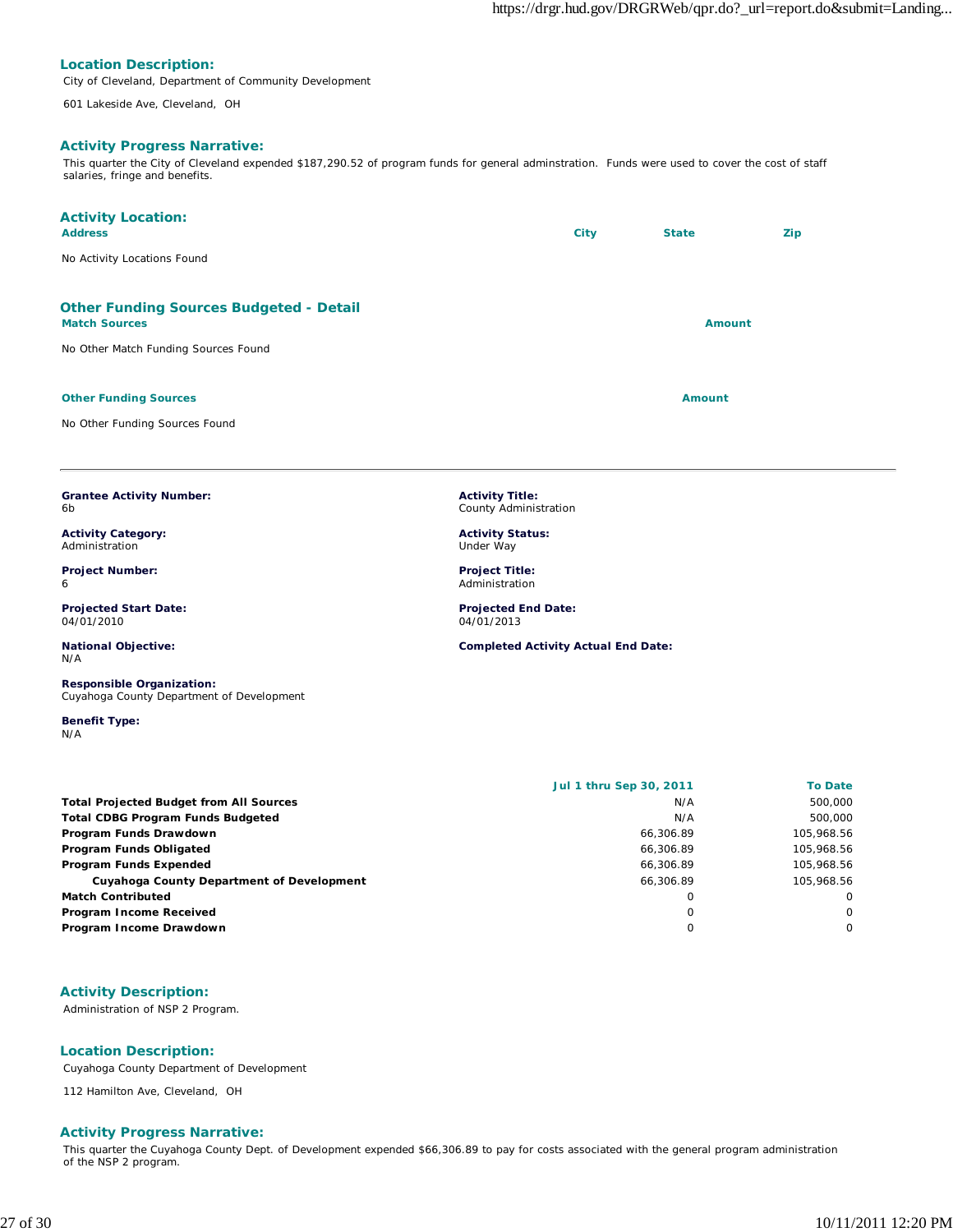### Location Description:

City of Cleveland, Department of Community Development

601 Lakeside Ave, Cleveland, OH

### Activity Progress Narrative:

This quarter the City of Cleveland expended $187,290.52 of program funds for general adminstration. Funds were used to cover the cost of staff salaries, fringe and benefits.

### Activity Location:

| Address | City | State | Zip |
|---|---|---|---|
| No Activity Locations Found | | | |

### Other Funding Sources Budgeted - Detail

| Match Sources | Amount |
|---|---|
| No Other Match Funding Sources Found | |

| Other Funding Sources | Amount |
|---|---|
| No Other Funding Sources Found | |

---

**Grantee Activity Number:**
6b

**Activity Title:**
County Administration

**Activity Category:**
Administration

**Activity Status:**
Under Way

**Project Number:**
6

**Project Title:**
Administration

**Projected Start Date:**
04/01/2010

**Projected End Date:**
04/01/2013

**National Objective:**
N/A

**Completed Activity Actual End Date:**

**Responsible Organization:**
Cuyahoga County Department of Development

**Benefit Type:**
N/A

| | Jul 1 thru Sep 30, 2011 | To Date |
|---|---|---|
| **Total Projected Budget from All Sources** | N/A | 500,000 |
| **Total CDBG Program Funds Budgeted** | N/A | 500,000 |
| **Program Funds Drawdown** | 66,306.89 | 105,968.56 |
| **Program Funds Obligated** | 66,306.89 | 105,968.56 |
| **Program Funds Expended** | 66,306.89 | 105,968.56 |
| **Cuyahoga County Department of Development** | 66,306.89 | 105,968.56 |
| **Match Contributed** | 0 | 0 |
| **Program Income Received** | 0 | 0 |
| **Program Income Drawdown** | 0 | 0 |

### Activity Description:

Administration of NSP 2 Program.

### Location Description:

Cuyahoga County Department of Development

112 Hamilton Ave, Cleveland, OH

### Activity Progress Narrative:

This quarter the Cuyahoga County Dept. of Development expended $66,306.89 to pay for costs associated with the general program administration of the NSP 2 program.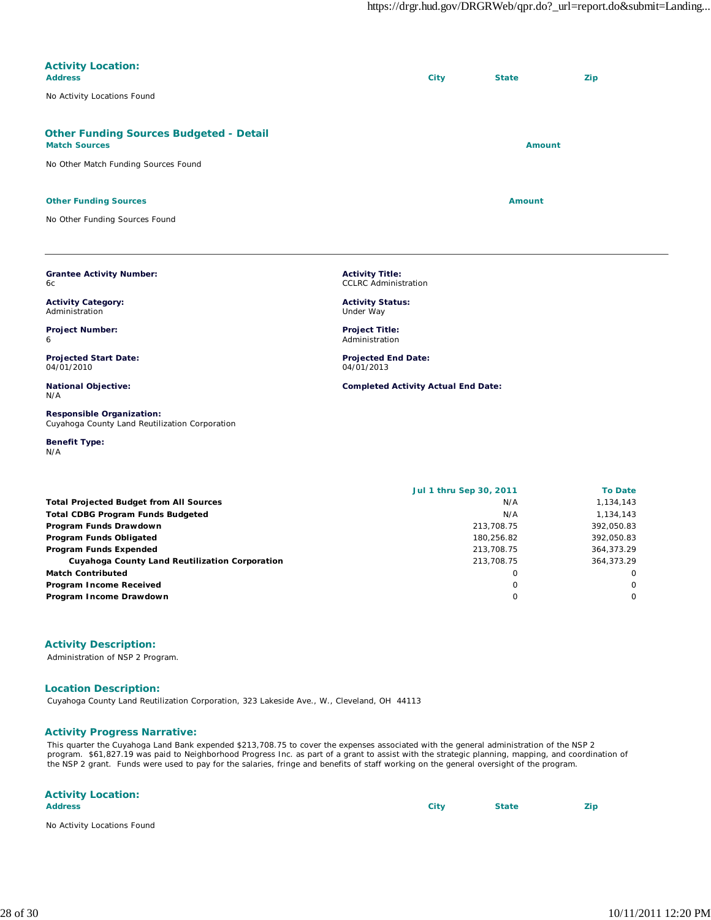## Activity Location:

| Address | City | State | Zip |
|---|---|---|---|
| No Activity Locations Found | | | |

## Other Funding Sources Budgeted - Detail

| Match Sources | Amount |
|---|---|
| No Other Match Funding Sources Found | |

| Other Funding Sources | Amount |
|---|---|
| No Other Funding Sources Found | |

---

**Grantee Activity Number:**
6c

**Activity Title:**
CCLRC Administration

**Activity Category:**
Administration

**Activity Status:**
Under Way

**Project Number:**
6

**Project Title:**
Administration

**Projected Start Date:**
04/01/2010

**Projected End Date:**
04/01/2013

**National Objective:**
N/A

**Completed Activity Actual End Date:**

**Responsible Organization:**
Cuyahoga County Land Reutilization Corporation

**Benefit Type:**
N/A

| | Jul 1 thru Sep 30, 2011 | To Date |
|---|---|---|
| **Total Projected Budget from All Sources** | N/A | 1,134,143 |
| **Total CDBG Program Funds Budgeted** | N/A | 1,134,143 |
| **Program Funds Drawdown** | 213,708.75 | 392,050.83 |
| **Program Funds Obligated** | 180,256.82 | 392,050.83 |
| **Program Funds Expended** | 213,708.75 | 364,373.29 |
| **Cuyahoga County Land Reutilization Corporation** | 213,708.75 | 364,373.29 |
| **Match Contributed** | 0 | 0 |
| **Program Income Received** | 0 | 0 |
| **Program Income Drawdown** | 0 | 0 |

## Activity Description:

Administration of NSP 2 Program.

## Location Description:

Cuyahoga County Land Reutilization Corporation, 323 Lakeside Ave., W., Cleveland, OH 44113

## Activity Progress Narrative:

This quarter the Cuyahoga Land Bank expended $213,708.75 to cover the expenses associated with the general administration of the NSP 2 program. $61,827.19 was paid to Neighborhood Progress Inc. as part of a grant to assist with the strategic planning, mapping, and coordination of the NSP 2 grant. Funds were used to pay for the salaries, fringe and benefits of staff working on the general oversight of the program.

## Activity Location:

| Address | City | State | Zip |
|---|---|---|---|
| No Activity Locations Found | | | |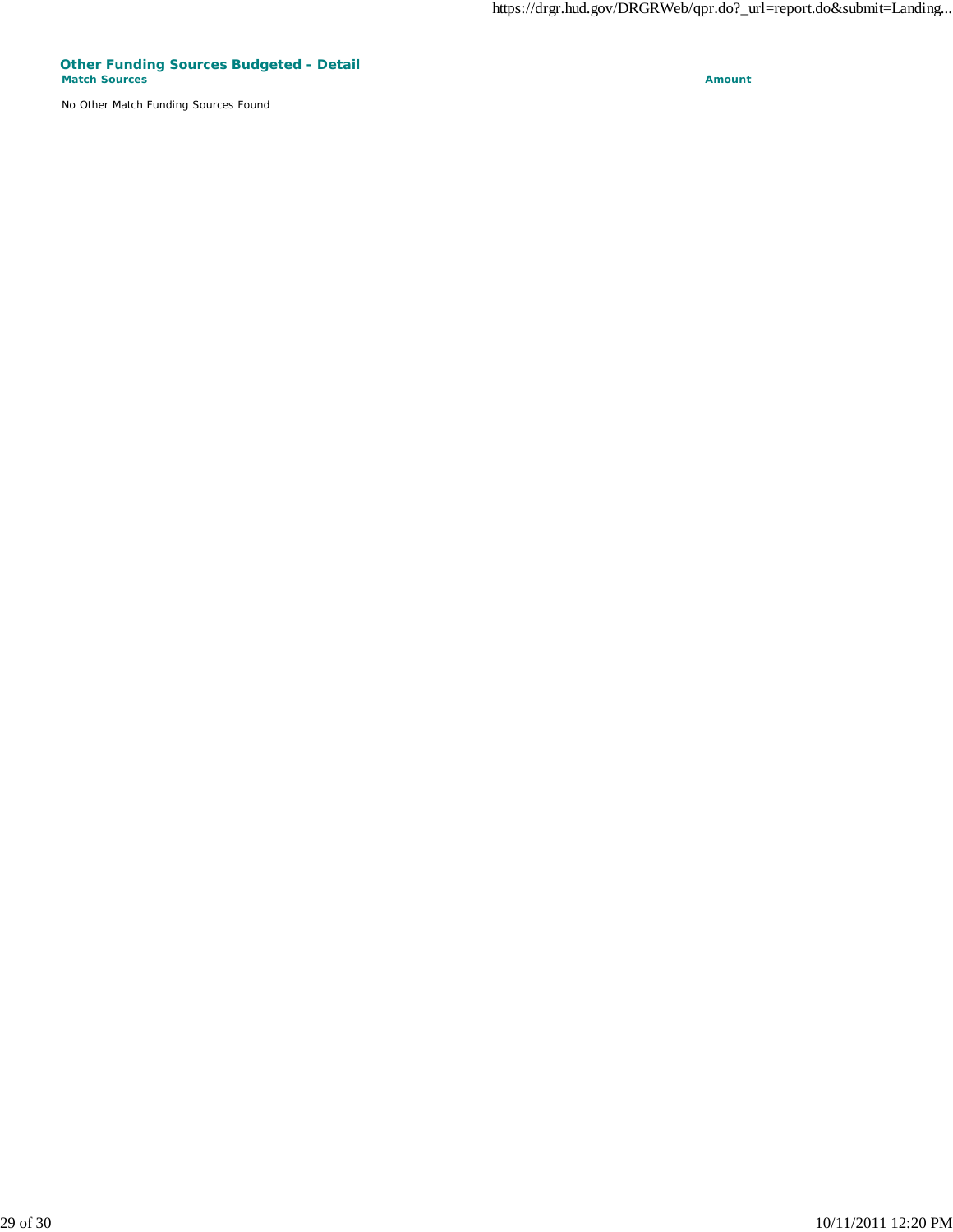### Other Funding Sources Budgeted - Detail

| Match Sources | Amount |
| --- | --- |

No Other Match Funding Sources Found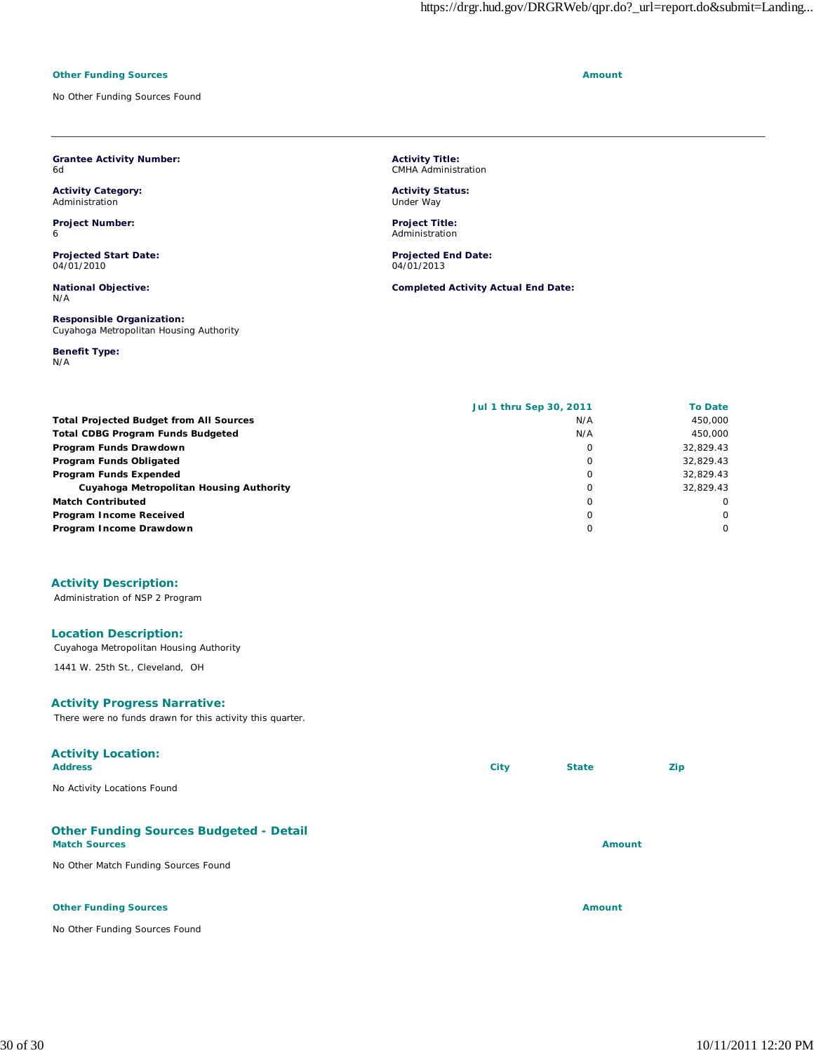| Other Funding Sources | Amount |
|---|---|
| No Other Funding Sources Found | |

---

**Grantee Activity Number:**
6d

**Activity Title:**
CMHA Administration

**Activity Category:**
Administration

**Activity Status:**
Under Way

**Project Number:**
6

**Project Title:**
Administration

**Projected Start Date:**
04/01/2010

**Projected End Date:**
04/01/2013

**National Objective:**
N/A

**Completed Activity Actual End Date:**

**Responsible Organization:**
Cuyahoga Metropolitan Housing Authority

**Benefit Type:**
N/A

| | Jul 1 thru Sep 30, 2011 | To Date |
|---|---|---|
| **Total Projected Budget from All Sources** | N/A | 450,000 |
| **Total CDBG Program Funds Budgeted** | N/A | 450,000 |
| **Program Funds Drawdown** | 0 | 32,829.43 |
| **Program Funds Obligated** | 0 | 32,829.43 |
| **Program Funds Expended** | 0 | 32,829.43 |
| **Cuyahoga Metropolitan Housing Authority** | 0 | 32,829.43 |
| **Match Contributed** | 0 | 0 |
| **Program Income Received** | 0 | 0 |
| **Program Income Drawdown** | 0 | 0 |

## Activity Description:

Administration of NSP 2 Program

## Location Description:

Cuyahoga Metropolitan Housing Authority

1441 W. 25th St., Cleveland, OH

## Activity Progress Narrative:

There were no funds drawn for this activity this quarter.

## Activity Location:

| Address | City | State | Zip |
|---|---|---|---|
| No Activity Locations Found | | | |

## Other Funding Sources Budgeted - Detail

| Match Sources | Amount |
|---|---|
| No Other Match Funding Sources Found | |

| Other Funding Sources | Amount |
|---|---|
| No Other Funding Sources Found | |